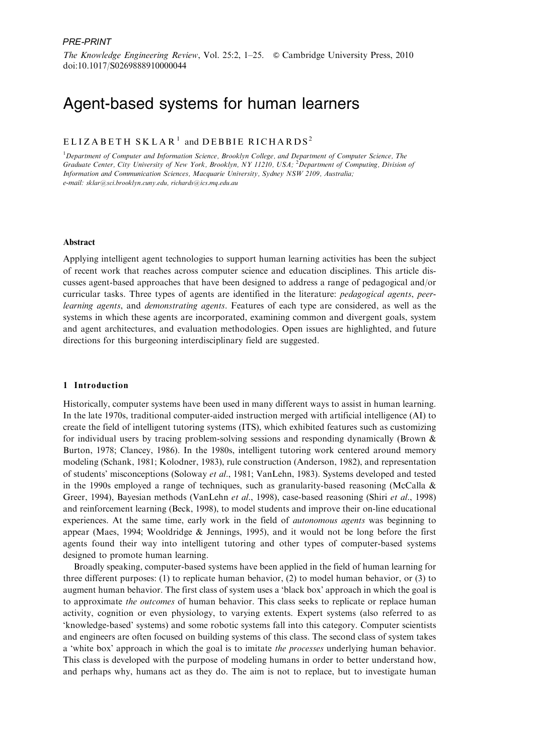PRE-PRINT

*The Knowledge Engineering Review*, Vol. 25:2, 1–25. © Cambridge University Press, 2010
doi:10.1017/S0269888910000044

# Agent-based systems for human learners

ELIZABETH SKLAR[1] and DEBBIE RICHARDS[2]

[1]*Department of Computer and Information Science, Brooklyn College, and Department of Computer Science, The Graduate Center, City University of New York, Brooklyn, NY 11210, USA;* [2]*Department of Computing, Division of Information and Communication Sciences, Macquarie University, Sydney NSW 2109, Australia;*
*e-mail: sklar@sci.brooklyn.cuny.edu, richards@ics.mq.edu.au*

### Abstract

Applying intelligent agent technologies to support human learning activities has been the subject of recent work that reaches across computer science and education disciplines. This article discusses agent-based approaches that have been designed to address a range of pedagogical and/or curricular tasks. Three types of agents are identified in the literature: *pedagogical agents*, *peer-learning agents*, and *demonstrating agents*. Features of each type are considered, as well as the systems in which these agents are incorporated, examining common and divergent goals, system and agent architectures, and evaluation methodologies. Open issues are highlighted, and future directions for this burgeoning interdisciplinary field are suggested.

## 1 Introduction

Historically, computer systems have been used in many different ways to assist in human learning. In the late 1970s, traditional computer-aided instruction merged with artificial intelligence (AI) to create the field of intelligent tutoring systems (ITS), which exhibited features such as customizing for individual users by tracing problem-solving sessions and responding dynamically (Brown & Burton, 1978; Clancey, 1986). In the 1980s, intelligent tutoring work centered around memory modeling (Schank, 1981; Kolodner, 1983), rule construction (Anderson, 1982), and representation of students' misconceptions (Soloway *et al.*, 1981; VanLehn, 1983). Systems developed and tested in the 1990s employed a range of techniques, such as granularity-based reasoning (McCalla & Greer, 1994), Bayesian methods (VanLehn *et al.*, 1998), case-based reasoning (Shiri *et al.*, 1998) and reinforcement learning (Beck, 1998), to model students and improve their on-line educational experiences. At the same time, early work in the field of *autonomous agents* was beginning to appear (Maes, 1994; Wooldridge & Jennings, 1995), and it would not be long before the first agents found their way into intelligent tutoring and other types of computer-based systems designed to promote human learning.

Broadly speaking, computer-based systems have been applied in the field of human learning for three different purposes: (1) to replicate human behavior, (2) to model human behavior, or (3) to augment human behavior. The first class of system uses a 'black box' approach in which the goal is to approximate *the outcomes* of human behavior. This class seeks to replicate or replace human activity, cognition or even physiology, to varying extents. Expert systems (also referred to as 'knowledge-based' systems) and some robotic systems fall into this category. Computer scientists and engineers are often focused on building systems of this class. The second class of system takes a 'white box' approach in which the goal is to imitate *the processes* underlying human behavior. This class is developed with the purpose of modeling humans in order to better understand how, and perhaps why, humans act as they do. The aim is not to replace, but to investigate human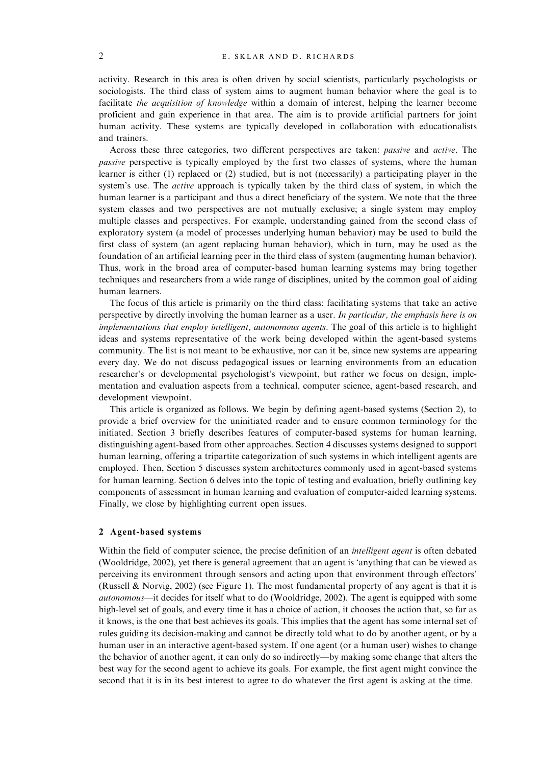activity. Research in this area is often driven by social scientists, particularly psychologists or sociologists. The third class of system aims to augment human behavior where the goal is to facilitate *the acquisition of knowledge* within a domain of interest, helping the learner become proficient and gain experience in that area. The aim is to provide artificial partners for joint human activity. These systems are typically developed in collaboration with educationalists and trainers.

Across these three categories, two different perspectives are taken: *passive* and *active*. The *passive* perspective is typically employed by the first two classes of systems, where the human learner is either (1) replaced or (2) studied, but is not (necessarily) a participating player in the system's use. The *active* approach is typically taken by the third class of system, in which the human learner is a participant and thus a direct beneficiary of the system. We note that the three system classes and two perspectives are not mutually exclusive; a single system may employ multiple classes and perspectives. For example, understanding gained from the second class of exploratory system (a model of processes underlying human behavior) may be used to build the first class of system (an agent replacing human behavior), which in turn, may be used as the foundation of an artificial learning peer in the third class of system (augmenting human behavior). Thus, work in the broad area of computer-based human learning systems may bring together techniques and researchers from a wide range of disciplines, united by the common goal of aiding human learners.

The focus of this article is primarily on the third class: facilitating systems that take an active perspective by directly involving the human learner as a user. *In particular, the emphasis here is on implementations that employ intelligent, autonomous agents*. The goal of this article is to highlight ideas and systems representative of the work being developed within the agent-based systems community. The list is not meant to be exhaustive, nor can it be, since new systems are appearing every day. We do not discuss pedagogical issues or learning environments from an education researcher's or developmental psychologist's viewpoint, but rather we focus on design, implementation and evaluation aspects from a technical, computer science, agent-based research, and development viewpoint.

This article is organized as follows. We begin by defining agent-based systems (Section 2), to provide a brief overview for the uninitiated reader and to ensure common terminology for the initiated. Section 3 briefly describes features of computer-based systems for human learning, distinguishing agent-based from other approaches. Section 4 discusses systems designed to support human learning, offering a tripartite categorization of such systems in which intelligent agents are employed. Then, Section 5 discusses system architectures commonly used in agent-based systems for human learning. Section 6 delves into the topic of testing and evaluation, briefly outlining key components of assessment in human learning and evaluation of computer-aided learning systems. Finally, we close by highlighting current open issues.

## 2 Agent-based systems

Within the field of computer science, the precise definition of an *intelligent agent* is often debated (Wooldridge, 2002), yet there is general agreement that an agent is 'anything that can be viewed as perceiving its environment through sensors and acting upon that environment through effectors' (Russell & Norvig, 2002) (see Figure 1). The most fundamental property of any agent is that it is *autonomous*—it decides for itself what to do (Wooldridge, 2002). The agent is equipped with some high-level set of goals, and every time it has a choice of action, it chooses the action that, so far as it knows, is the one that best achieves its goals. This implies that the agent has some internal set of rules guiding its decision-making and cannot be directly told what to do by another agent, or by a human user in an interactive agent-based system. If one agent (or a human user) wishes to change the behavior of another agent, it can only do so indirectly—by making some change that alters the best way for the second agent to achieve its goals. For example, the first agent might convince the second that it is in its best interest to agree to do whatever the first agent is asking at the time.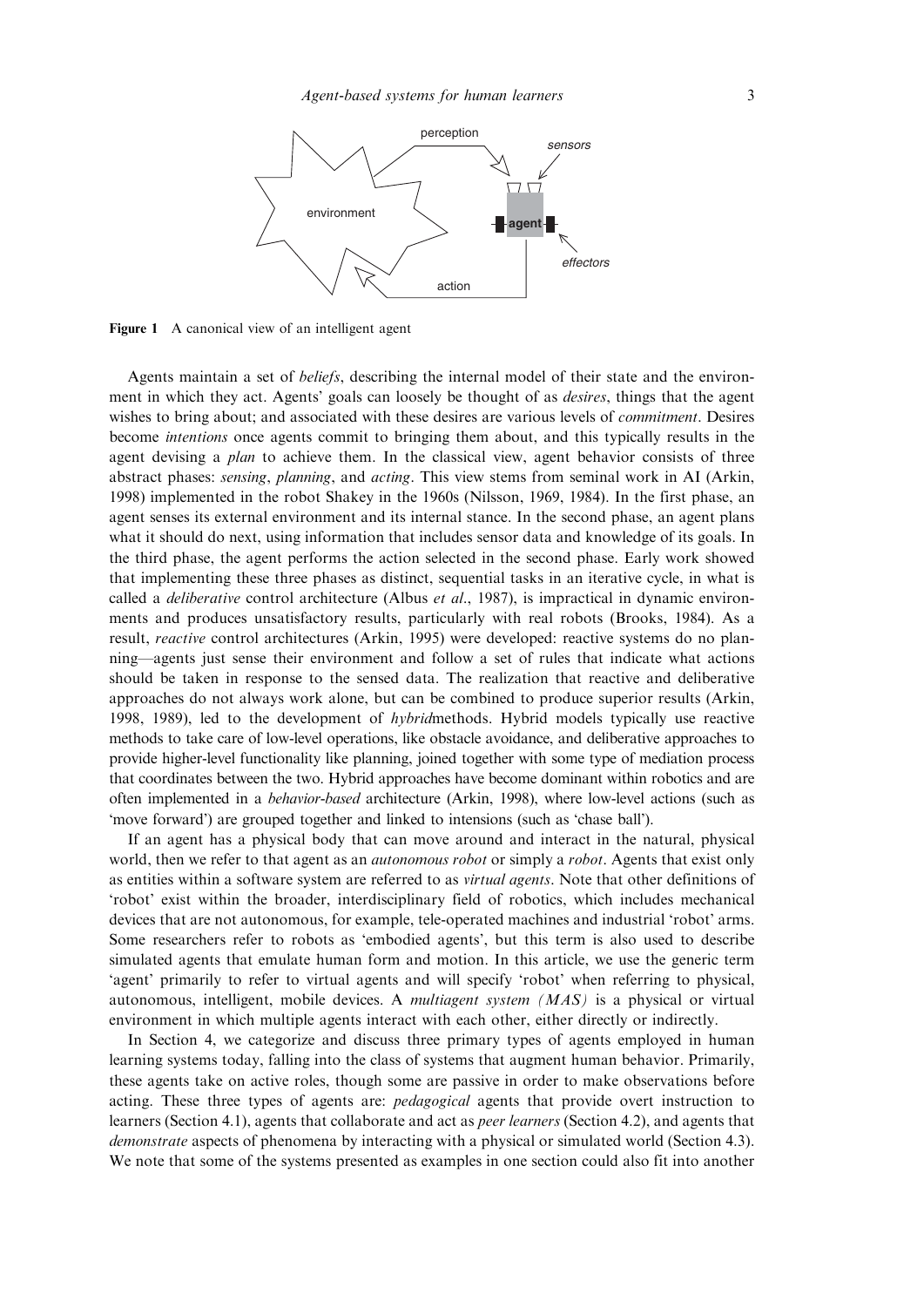Figure 1 A canonical view of an intelligent agent

Agents maintain a set of *beliefs*, describing the internal model of their state and the environment in which they act. Agents' goals can loosely be thought of as *desires*, things that the agent wishes to bring about; and associated with these desires are various levels of *commitment*. Desires become *intentions* once agents commit to bringing them about, and this typically results in the agent devising a *plan* to achieve them. In the classical view, agent behavior consists of three abstract phases: *sensing*, *planning*, and *acting*. This view stems from seminal work in AI (Arkin, 1998) implemented in the robot Shakey in the 1960s (Nilsson, 1969, 1984). In the first phase, an agent senses its external environment and its internal stance. In the second phase, an agent plans what it should do next, using information that includes sensor data and knowledge of its goals. In the third phase, the agent performs the action selected in the second phase. Early work showed that implementing these three phases as distinct, sequential tasks in an iterative cycle, in what is called a *deliberative* control architecture (Albus *et al.*, 1987), is impractical in dynamic environments and produces unsatisfactory results, particularly with real robots (Brooks, 1984). As a result, *reactive* control architectures (Arkin, 1995) were developed: reactive systems do no planning—agents just sense their environment and follow a set of rules that indicate what actions should be taken in response to the sensed data. The realization that reactive and deliberative approaches do not always work alone, but can be combined to produce superior results (Arkin, 1998, 1989), led to the development of *hybrid*methods. Hybrid models typically use reactive methods to take care of low-level operations, like obstacle avoidance, and deliberative approaches to provide higher-level functionality like planning, joined together with some type of mediation process that coordinates between the two. Hybrid approaches have become dominant within robotics and are often implemented in a *behavior-based* architecture (Arkin, 1998), where low-level actions (such as 'move forward') are grouped together and linked to intensions (such as 'chase ball').

If an agent has a physical body that can move around and interact in the natural, physical world, then we refer to that agent as an *autonomous robot* or simply a *robot*. Agents that exist only as entities within a software system are referred to as *virtual agents*. Note that other definitions of 'robot' exist within the broader, interdisciplinary field of robotics, which includes mechanical devices that are not autonomous, for example, tele-operated machines and industrial 'robot' arms. Some researchers refer to robots as 'embodied agents', but this term is also used to describe simulated agents that emulate human form and motion. In this article, we use the generic term 'agent' primarily to refer to virtual agents and will specify 'robot' when referring to physical, autonomous, intelligent, mobile devices. A *multiagent system (MAS)* is a physical or virtual environment in which multiple agents interact with each other, either directly or indirectly.

In Section 4, we categorize and discuss three primary types of agents employed in human learning systems today, falling into the class of systems that augment human behavior. Primarily, these agents take on active roles, though some are passive in order to make observations before acting. These three types of agents are: *pedagogical* agents that provide overt instruction to learners (Section 4.1), agents that collaborate and act as *peer learners* (Section 4.2), and agents that *demonstrate* aspects of phenomena by interacting with a physical or simulated world (Section 4.3). We note that some of the systems presented as examples in one section could also fit into another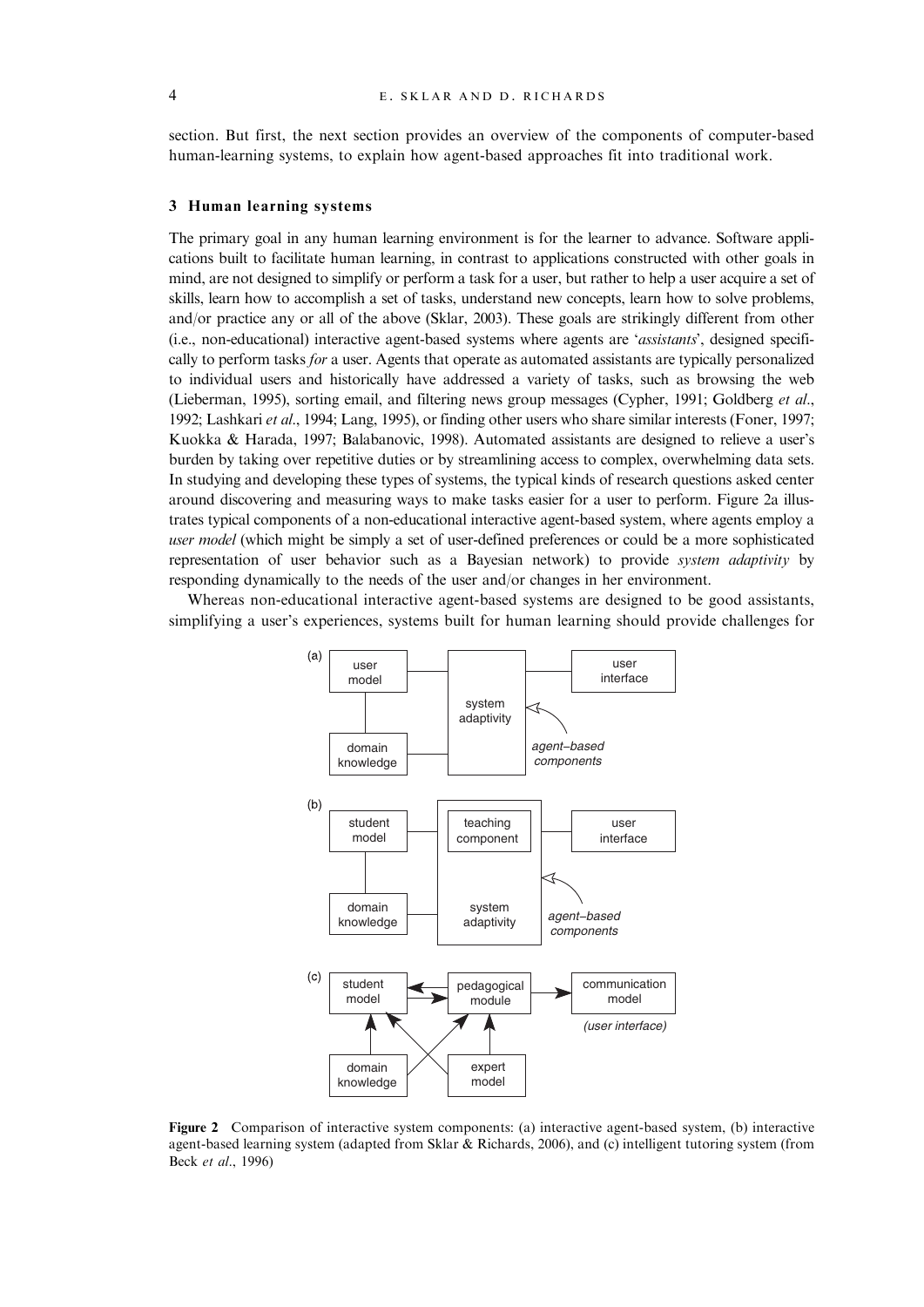section. But first, the next section provides an overview of the components of computer-based human-learning systems, to explain how agent-based approaches fit into traditional work.

## 3 Human learning systems

The primary goal in any human learning environment is for the learner to advance. Software applications built to facilitate human learning, in contrast to applications constructed with other goals in mind, are not designed to simplify or perform a task for a user, but rather to help a user acquire a set of skills, learn how to accomplish a set of tasks, understand new concepts, learn how to solve problems, and/or practice any or all of the above (Sklar, 2003). These goals are strikingly different from other (i.e., non-educational) interactive agent-based systems where agents are '*assistants*', designed specifically to perform tasks *for* a user. Agents that operate as automated assistants are typically personalized to individual users and historically have addressed a variety of tasks, such as browsing the web (Lieberman, 1995), sorting email, and filtering news group messages (Cypher, 1991; Goldberg *et al.*, 1992; Lashkari *et al.*, 1994; Lang, 1995), or finding other users who share similar interests (Foner, 1997; Kuokka & Harada, 1997; Balabanovic, 1998). Automated assistants are designed to relieve a user's burden by taking over repetitive duties or by streamlining access to complex, overwhelming data sets. In studying and developing these types of systems, the typical kinds of research questions asked center around discovering and measuring ways to make tasks easier for a user to perform. Figure 2a illustrates typical components of a non-educational interactive agent-based system, where agents employ a *user model* (which might be simply a set of user-defined preferences or could be a more sophisticated representation of user behavior such as a Bayesian network) to provide *system adaptivity* by responding dynamically to the needs of the user and/or changes in her environment.

Whereas non-educational interactive agent-based systems are designed to be good assistants, simplifying a user's experiences, systems built for human learning should provide challenges for

**Figure 2** Comparison of interactive system components: (a) interactive agent-based system, (b) interactive agent-based learning system (adapted from Sklar & Richards, 2006), and (c) intelligent tutoring system (from Beck *et al.*, 1996)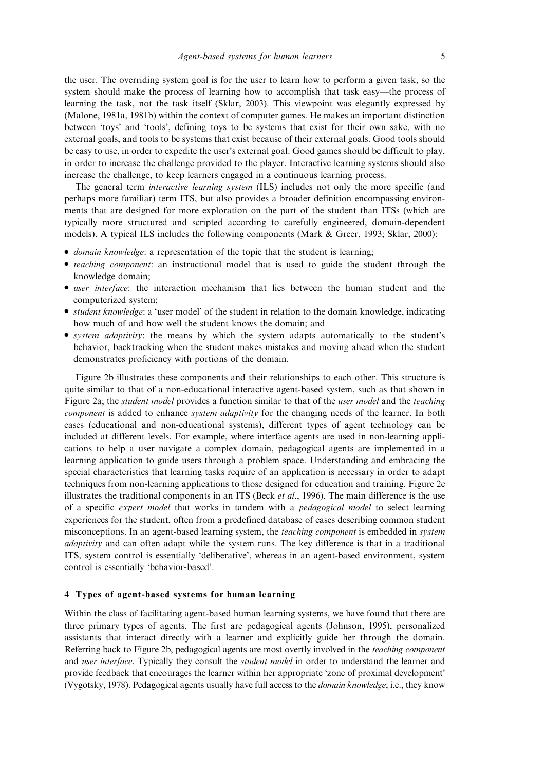the user. The overriding system goal is for the user to learn how to perform a given task, so the system should make the process of learning how to accomplish that task easy—the process of learning the task, not the task itself (Sklar, 2003). This viewpoint was elegantly expressed by (Malone, 1981a, 1981b) within the context of computer games. He makes an important distinction between 'toys' and 'tools', defining toys to be systems that exist for their own sake, with no external goals, and tools to be systems that exist because of their external goals. Good tools should be easy to use, in order to expedite the user's external goal. Good games should be difficult to play, in order to increase the challenge provided to the player. Interactive learning systems should also increase the challenge, to keep learners engaged in a continuous learning process.

The general term *interactive learning system* (ILS) includes not only the more specific (and perhaps more familiar) term ITS, but also provides a broader definition encompassing environments that are designed for more exploration on the part of the student than ITSs (which are typically more structured and scripted according to carefully engineered, domain-dependent models). A typical ILS includes the following components (Mark & Greer, 1993; Sklar, 2000):

- *domain knowledge*: a representation of the topic that the student is learning;
- *teaching component*: an instructional model that is used to guide the student through the knowledge domain;
- *user interface*: the interaction mechanism that lies between the human student and the computerized system;
- *student knowledge*: a 'user model' of the student in relation to the domain knowledge, indicating how much of and how well the student knows the domain; and
- *system adaptivity*: the means by which the system adapts automatically to the student's behavior, backtracking when the student makes mistakes and moving ahead when the student demonstrates proficiency with portions of the domain.

Figure 2b illustrates these components and their relationships to each other. This structure is quite similar to that of a non-educational interactive agent-based system, such as that shown in Figure 2a; the *student model* provides a function similar to that of the *user model* and the *teaching component* is added to enhance *system adaptivity* for the changing needs of the learner. In both cases (educational and non-educational systems), different types of agent technology can be included at different levels. For example, where interface agents are used in non-learning applications to help a user navigate a complex domain, pedagogical agents are implemented in a learning application to guide users through a problem space. Understanding and embracing the special characteristics that learning tasks require of an application is necessary in order to adapt techniques from non-learning applications to those designed for education and training. Figure 2c illustrates the traditional components in an ITS (Beck *et al*., 1996). The main difference is the use of a specific *expert model* that works in tandem with a *pedagogical model* to select learning experiences for the student, often from a predefined database of cases describing common student misconceptions. In an agent-based learning system, the *teaching component* is embedded in *system adaptivity* and can often adapt while the system runs. The key difference is that in a traditional ITS, system control is essentially 'deliberative', whereas in an agent-based environment, system control is essentially 'behavior-based'.

## 4 Types of agent-based systems for human learning

Within the class of facilitating agent-based human learning systems, we have found that there are three primary types of agents. The first are pedagogical agents (Johnson, 1995), personalized assistants that interact directly with a learner and explicitly guide her through the domain. Referring back to Figure 2b, pedagogical agents are most overtly involved in the *teaching component* and *user interface*. Typically they consult the *student model* in order to understand the learner and provide feedback that encourages the learner within her appropriate 'zone of proximal development' (Vygotsky, 1978). Pedagogical agents usually have full access to the *domain knowledge*; i.e., they know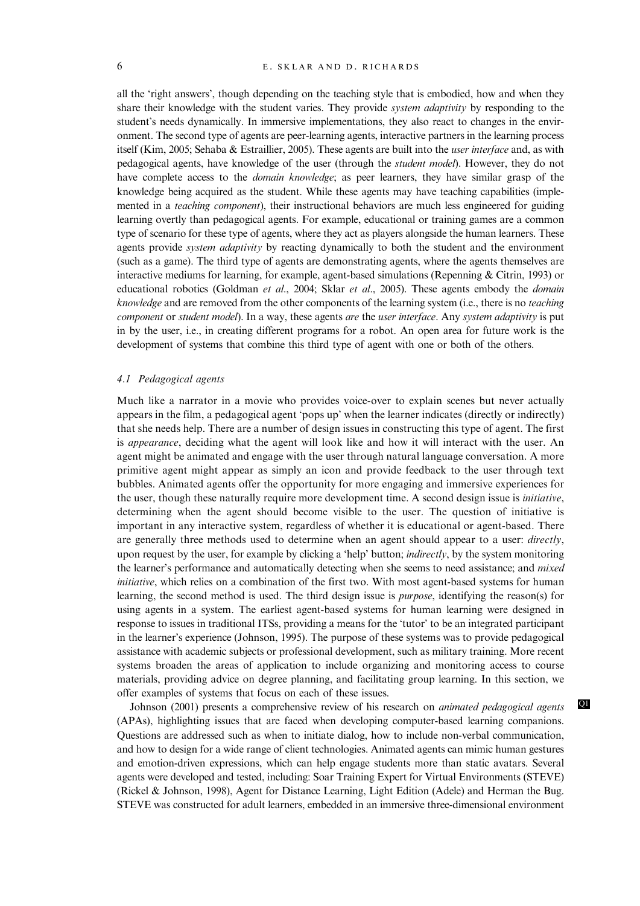all the 'right answers', though depending on the teaching style that is embodied, how and when they share their knowledge with the student varies. They provide *system adaptivity* by responding to the student's needs dynamically. In immersive implementations, they also react to changes in the environment. The second type of agents are peer-learning agents, interactive partners in the learning process itself (Kim, 2005; Sehaba & Estraillier, 2005). These agents are built into the *user interface* and, as with pedagogical agents, have knowledge of the user (through the *student model*). However, they do not have complete access to the *domain knowledge*; as peer learners, they have similar grasp of the knowledge being acquired as the student. While these agents may have teaching capabilities (implemented in a *teaching component*), their instructional behaviors are much less engineered for guiding learning overtly than pedagogical agents. For example, educational or training games are a common type of scenario for these type of agents, where they act as players alongside the human learners. These agents provide *system adaptivity* by reacting dynamically to both the student and the environment (such as a game). The third type of agents are demonstrating agents, where the agents themselves are interactive mediums for learning, for example, agent-based simulations (Repenning & Citrin, 1993) or educational robotics (Goldman *et al*., 2004; Sklar *et al*., 2005). These agents embody the *domain knowledge* and are removed from the other components of the learning system (i.e., there is no *teaching component* or *student model*). In a way, these agents *are* the *user interface*. Any *system adaptivity* is put in by the user, i.e., in creating different programs for a robot. An open area for future work is the development of systems that combine this third type of agent with one or both of the others.

### 4.1 Pedagogical agents

Much like a narrator in a movie who provides voice-over to explain scenes but never actually appears in the film, a pedagogical agent 'pops up' when the learner indicates (directly or indirectly) that she needs help. There are a number of design issues in constructing this type of agent. The first is *appearance*, deciding what the agent will look like and how it will interact with the user. An agent might be animated and engage with the user through natural language conversation. A more primitive agent might appear as simply an icon and provide feedback to the user through text bubbles. Animated agents offer the opportunity for more engaging and immersive experiences for the user, though these naturally require more development time. A second design issue is *initiative*, determining when the agent should become visible to the user. The question of initiative is important in any interactive system, regardless of whether it is educational or agent-based. There are generally three methods used to determine when an agent should appear to a user: *directly*, upon request by the user, for example by clicking a 'help' button; *indirectly*, by the system monitoring the learner's performance and automatically detecting when she seems to need assistance; and *mixed initiative*, which relies on a combination of the first two. With most agent-based systems for human learning, the second method is used. The third design issue is *purpose*, identifying the reason(s) for using agents in a system. The earliest agent-based systems for human learning were designed in response to issues in traditional ITSs, providing a means for the 'tutor' to be an integrated participant in the learner's experience (Johnson, 1995). The purpose of these systems was to provide pedagogical assistance with academic subjects or professional development, such as military training. More recent systems broaden the areas of application to include organizing and monitoring access to course materials, providing advice on degree planning, and facilitating group learning. In this section, we offer examples of systems that focus on each of these issues.

Johnson (2001) presents a comprehensive review of his research on *animated pedagogical agents* (APAs), highlighting issues that are faced when developing computer-based learning companions. Questions are addressed such as when to initiate dialog, how to include non-verbal communication, and how to design for a wide range of client technologies. Animated agents can mimic human gestures and emotion-driven expressions, which can help engage students more than static avatars. Several agents were developed and tested, including: Soar Training Expert for Virtual Environments (STEVE) (Rickel & Johnson, 1998), Agent for Distance Learning, Light Edition (Adele) and Herman the Bug. STEVE was constructed for adult learners, embedded in an immersive three-dimensional environment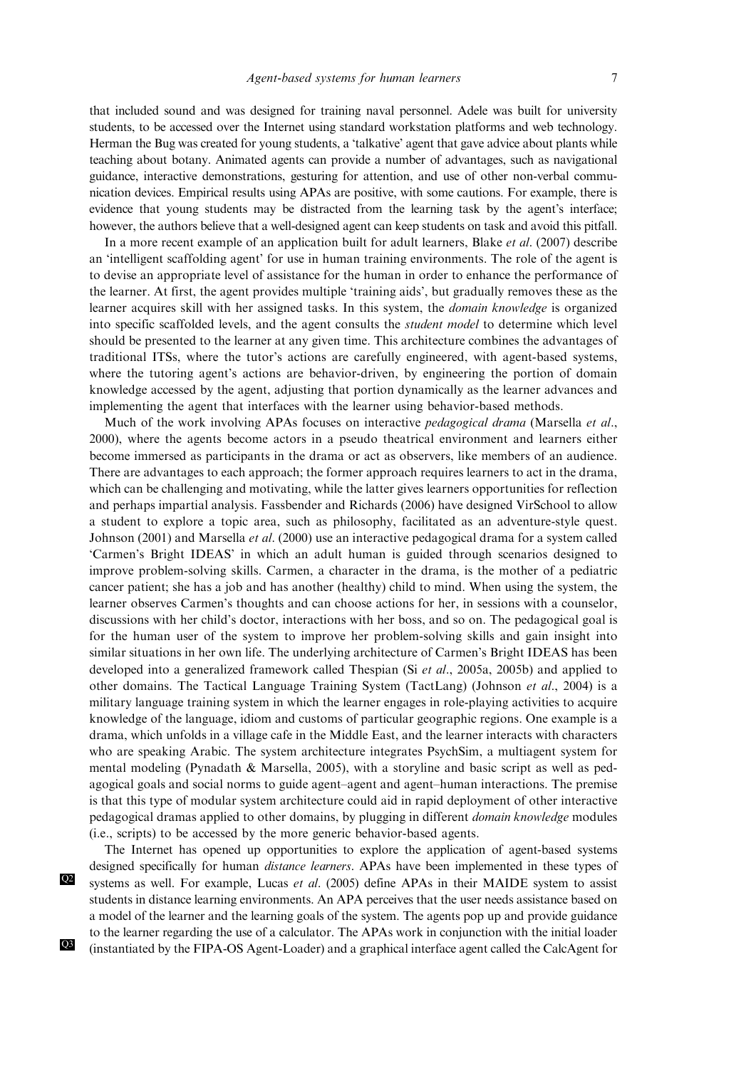that included sound and was designed for training naval personnel. Adele was built for university students, to be accessed over the Internet using standard workstation platforms and web technology. Herman the Bug was created for young students, a 'talkative' agent that gave advice about plants while teaching about botany. Animated agents can provide a number of advantages, such as navigational guidance, interactive demonstrations, gesturing for attention, and use of other non-verbal communication devices. Empirical results using APAs are positive, with some cautions. For example, there is evidence that young students may be distracted from the learning task by the agent's interface; however, the authors believe that a well-designed agent can keep students on task and avoid this pitfall.

In a more recent example of an application built for adult learners, Blake *et al*. (2007) describe an 'intelligent scaffolding agent' for use in human training environments. The role of the agent is to devise an appropriate level of assistance for the human in order to enhance the performance of the learner. At first, the agent provides multiple 'training aids', but gradually removes these as the learner acquires skill with her assigned tasks. In this system, the *domain knowledge* is organized into specific scaffolded levels, and the agent consults the *student model* to determine which level should be presented to the learner at any given time. This architecture combines the advantages of traditional ITSs, where the tutor's actions are carefully engineered, with agent-based systems, where the tutoring agent's actions are behavior-driven, by engineering the portion of domain knowledge accessed by the agent, adjusting that portion dynamically as the learner advances and implementing the agent that interfaces with the learner using behavior-based methods.

Much of the work involving APAs focuses on interactive *pedagogical drama* (Marsella *et al*., 2000), where the agents become actors in a pseudo theatrical environment and learners either become immersed as participants in the drama or act as observers, like members of an audience. There are advantages to each approach; the former approach requires learners to act in the drama, which can be challenging and motivating, while the latter gives learners opportunities for reflection and perhaps impartial analysis. Fassbender and Richards (2006) have designed VirSchool to allow a student to explore a topic area, such as philosophy, facilitated as an adventure-style quest. Johnson (2001) and Marsella *et al*. (2000) use an interactive pedagogical drama for a system called 'Carmen's Bright IDEAS' in which an adult human is guided through scenarios designed to improve problem-solving skills. Carmen, a character in the drama, is the mother of a pediatric cancer patient; she has a job and has another (healthy) child to mind. When using the system, the learner observes Carmen's thoughts and can choose actions for her, in sessions with a counselor, discussions with her child's doctor, interactions with her boss, and so on. The pedagogical goal is for the human user of the system to improve her problem-solving skills and gain insight into similar situations in her own life. The underlying architecture of Carmen's Bright IDEAS has been developed into a generalized framework called Thespian (Si *et al*., 2005a, 2005b) and applied to other domains. The Tactical Language Training System (TactLang) (Johnson *et al*., 2004) is a military language training system in which the learner engages in role-playing activities to acquire knowledge of the language, idiom and customs of particular geographic regions. One example is a drama, which unfolds in a village cafe in the Middle East, and the learner interacts with characters who are speaking Arabic. The system architecture integrates PsychSim, a multiagent system for mental modeling (Pynadath & Marsella, 2005), with a storyline and basic script as well as pedagogical goals and social norms to guide agent–agent and agent–human interactions. The premise is that this type of modular system architecture could aid in rapid deployment of other interactive pedagogical dramas applied to other domains, by plugging in different *domain knowledge* modules (i.e., scripts) to be accessed by the more generic behavior-based agents.

The Internet has opened up opportunities to explore the application of agent-based systems designed specifically for human *distance learners*. APAs have been implemented in these types of systems as well. For example, Lucas *et al*. (2005) define APAs in their MAIDE system to assist students in distance learning environments. An APA perceives that the user needs assistance based on a model of the learner and the learning goals of the system. The agents pop up and provide guidance to the learner regarding the use of a calculator. The APAs work in conjunction with the initial loader (instantiated by the FIPA-OS Agent-Loader) and a graphical interface agent called the CalcAgent for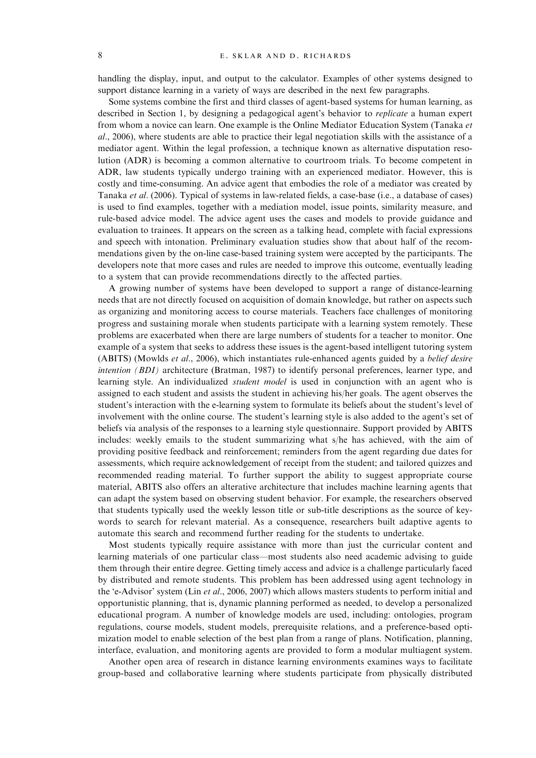handling the display, input, and output to the calculator. Examples of other systems designed to support distance learning in a variety of ways are described in the next few paragraphs.

Some systems combine the first and third classes of agent-based systems for human learning, as described in Section 1, by designing a pedagogical agent's behavior to *replicate* a human expert from whom a novice can learn. One example is the Online Mediator Education System (Tanaka *et al*., 2006), where students are able to practice their legal negotiation skills with the assistance of a mediator agent. Within the legal profession, a technique known as alternative disputation resolution (ADR) is becoming a common alternative to courtroom trials. To become competent in ADR, law students typically undergo training with an experienced mediator. However, this is costly and time-consuming. An advice agent that embodies the role of a mediator was created by Tanaka *et al*. (2006). Typical of systems in law-related fields, a case-base (i.e., a database of cases) is used to find examples, together with a mediation model, issue points, similarity measure, and rule-based advice model. The advice agent uses the cases and models to provide guidance and evaluation to trainees. It appears on the screen as a talking head, complete with facial expressions and speech with intonation. Preliminary evaluation studies show that about half of the recommendations given by the on-line case-based training system were accepted by the participants. The developers note that more cases and rules are needed to improve this outcome, eventually leading to a system that can provide recommendations directly to the affected parties.

A growing number of systems have been developed to support a range of distance-learning needs that are not directly focused on acquisition of domain knowledge, but rather on aspects such as organizing and monitoring access to course materials. Teachers face challenges of monitoring progress and sustaining morale when students participate with a learning system remotely. These problems are exacerbated when there are large numbers of students for a teacher to monitor. One example of a system that seeks to address these issues is the agent-based intelligent tutoring system (ABITS) (Mowlds *et al*., 2006), which instantiates rule-enhanced agents guided by a *belief desire intention (BDI)* architecture (Bratman, 1987) to identify personal preferences, learner type, and learning style. An individualized *student model* is used in conjunction with an agent who is assigned to each student and assists the student in achieving his/her goals. The agent observes the student's interaction with the e-learning system to formulate its beliefs about the student's level of involvement with the online course. The student's learning style is also added to the agent's set of beliefs via analysis of the responses to a learning style questionnaire. Support provided by ABITS includes: weekly emails to the student summarizing what s/he has achieved, with the aim of providing positive feedback and reinforcement; reminders from the agent regarding due dates for assessments, which require acknowledgement of receipt from the student; and tailored quizzes and recommended reading material. To further support the ability to suggest appropriate course material, ABITS also offers an alterative architecture that includes machine learning agents that can adapt the system based on observing student behavior. For example, the researchers observed that students typically used the weekly lesson title or sub-title descriptions as the source of keywords to search for relevant material. As a consequence, researchers built adaptive agents to automate this search and recommend further reading for the students to undertake.

Most students typically require assistance with more than just the curricular content and learning materials of one particular class—most students also need academic advising to guide them through their entire degree. Getting timely access and advice is a challenge particularly faced by distributed and remote students. This problem has been addressed using agent technology in the 'e-Advisor' system (Lin *et al*., 2006, 2007) which allows masters students to perform initial and opportunistic planning, that is, dynamic planning performed as needed, to develop a personalized educational program. A number of knowledge models are used, including: ontologies, program regulations, course models, student models, prerequisite relations, and a preference-based optimization model to enable selection of the best plan from a range of plans. Notification, planning, interface, evaluation, and monitoring agents are provided to form a modular multiagent system.

Another open area of research in distance learning environments examines ways to facilitate group-based and collaborative learning where students participate from physically distributed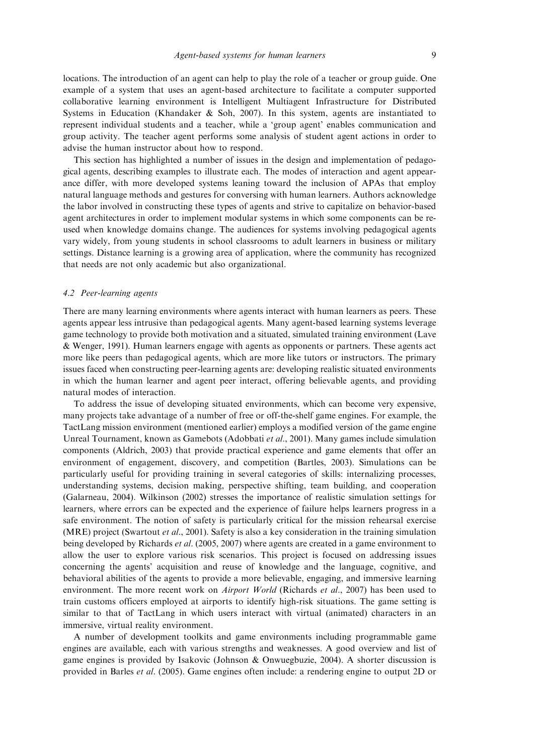locations. The introduction of an agent can help to play the role of a teacher or group guide. One example of a system that uses an agent-based architecture to facilitate a computer supported collaborative learning environment is Intelligent Multiagent Infrastructure for Distributed Systems in Education (Khandaker & Soh, 2007). In this system, agents are instantiated to represent individual students and a teacher, while a 'group agent' enables communication and group activity. The teacher agent performs some analysis of student agent actions in order to advise the human instructor about how to respond.

This section has highlighted a number of issues in the design and implementation of pedagogical agents, describing examples to illustrate each. The modes of interaction and agent appearance differ, with more developed systems leaning toward the inclusion of APAs that employ natural language methods and gestures for conversing with human learners. Authors acknowledge the labor involved in constructing these types of agents and strive to capitalize on behavior-based agent architectures in order to implement modular systems in which some components can be re-used when knowledge domains change. The audiences for systems involving pedagogical agents vary widely, from young students in school classrooms to adult learners in business or military settings. Distance learning is a growing area of application, where the community has recognized that needs are not only academic but also organizational.

### 4.2 Peer-learning agents

There are many learning environments where agents interact with human learners as peers. These agents appear less intrusive than pedagogical agents. Many agent-based learning systems leverage game technology to provide both motivation and a situated, simulated training environment (Lave & Wenger, 1991). Human learners engage with agents as opponents or partners. These agents act more like peers than pedagogical agents, which are more like tutors or instructors. The primary issues faced when constructing peer-learning agents are: developing realistic situated environments in which the human learner and agent peer interact, offering believable agents, and providing natural modes of interaction.

To address the issue of developing situated environments, which can become very expensive, many projects take advantage of a number of free or off-the-shelf game engines. For example, the TactLang mission environment (mentioned earlier) employs a modified version of the game engine Unreal Tournament, known as Gamebots (Adobbati *et al*., 2001). Many games include simulation components (Aldrich, 2003) that provide practical experience and game elements that offer an environment of engagement, discovery, and competition (Bartles, 2003). Simulations can be particularly useful for providing training in several categories of skills: internalizing processes, understanding systems, decision making, perspective shifting, team building, and cooperation (Galarneau, 2004). Wilkinson (2002) stresses the importance of realistic simulation settings for learners, where errors can be expected and the experience of failure helps learners progress in a safe environment. The notion of safety is particularly critical for the mission rehearsal exercise (MRE) project (Swartout *et al*., 2001). Safety is also a key consideration in the training simulation being developed by Richards *et al*. (2005, 2007) where agents are created in a game environment to allow the user to explore various risk scenarios. This project is focused on addressing issues concerning the agents' acquisition and reuse of knowledge and the language, cognitive, and behavioral abilities of the agents to provide a more believable, engaging, and immersive learning environment. The more recent work on *Airport World* (Richards *et al*., 2007) has been used to train customs officers employed at airports to identify high-risk situations. The game setting is similar to that of TactLang in which users interact with virtual (animated) characters in an immersive, virtual reality environment.

A number of development toolkits and game environments including programmable game engines are available, each with various strengths and weaknesses. A good overview and list of game engines is provided by Isakovic (Johnson & Onwuegbuzie, 2004). A shorter discussion is provided in Barles *et al*. (2005). Game engines often include: a rendering engine to output 2D or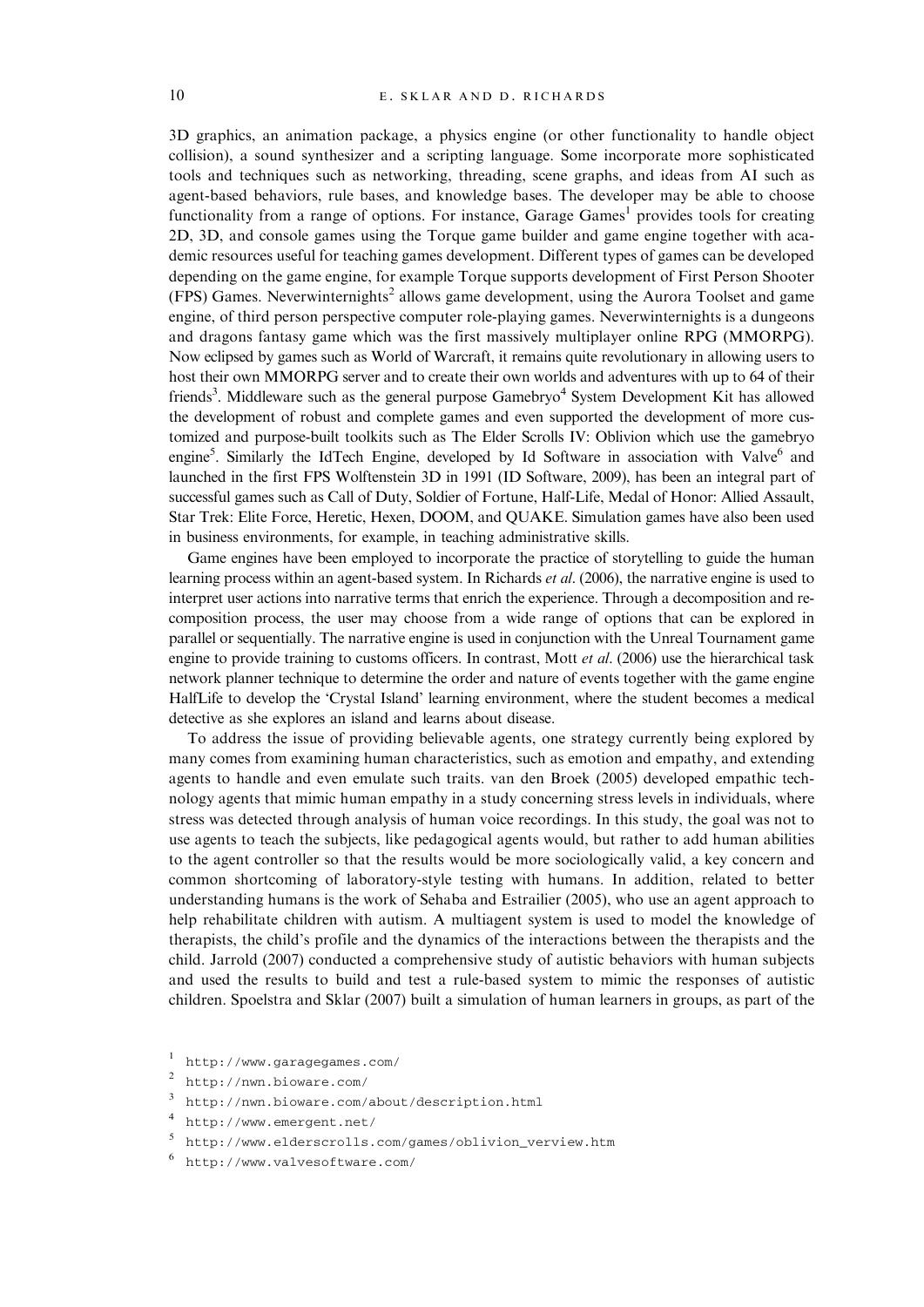3D graphics, an animation package, a physics engine (or other functionality to handle object collision), a sound synthesizer and a scripting language. Some incorporate more sophisticated tools and techniques such as networking, threading, scene graphs, and ideas from AI such as agent-based behaviors, rule bases, and knowledge bases. The developer may be able to choose functionality from a range of options. For instance, Garage Games[1] provides tools for creating 2D, 3D, and console games using the Torque game builder and game engine together with academic resources useful for teaching games development. Different types of games can be developed depending on the game engine, for example Torque supports development of First Person Shooter (FPS) Games. Neverwinternights[2] allows game development, using the Aurora Toolset and game engine, of third person perspective computer role-playing games. Neverwinternights is a dungeons and dragons fantasy game which was the first massively multiplayer online RPG (MMORPG). Now eclipsed by games such as World of Warcraft, it remains quite revolutionary in allowing users to host their own MMORPG server and to create their own worlds and adventures with up to 64 of their friends[3]. Middleware such as the general purpose Gamebryo[4] System Development Kit has allowed the development of robust and complete games and even supported the development of more customized and purpose-built toolkits such as The Elder Scrolls IV: Oblivion which use the gamebryo engine[5]. Similarly the IdTech Engine, developed by Id Software in association with Valve[6] and launched in the first FPS Wolftenstein 3D in 1991 (ID Software, 2009), has been an integral part of successful games such as Call of Duty, Soldier of Fortune, Half-Life, Medal of Honor: Allied Assault, Star Trek: Elite Force, Heretic, Hexen, DOOM, and QUAKE. Simulation games have also been used in business environments, for example, in teaching administrative skills.

Game engines have been employed to incorporate the practice of storytelling to guide the human learning process within an agent-based system. In Richards *et al*. (2006), the narrative engine is used to interpret user actions into narrative terms that enrich the experience. Through a decomposition and recomposition process, the user may choose from a wide range of options that can be explored in parallel or sequentially. The narrative engine is used in conjunction with the Unreal Tournament game engine to provide training to customs officers. In contrast, Mott *et al*. (2006) use the hierarchical task network planner technique to determine the order and nature of events together with the game engine HalfLife to develop the 'Crystal Island' learning environment, where the student becomes a medical detective as she explores an island and learns about disease.

To address the issue of providing believable agents, one strategy currently being explored by many comes from examining human characteristics, such as emotion and empathy, and extending agents to handle and even emulate such traits. van den Broek (2005) developed empathic technology agents that mimic human empathy in a study concerning stress levels in individuals, where stress was detected through analysis of human voice recordings. In this study, the goal was not to use agents to teach the subjects, like pedagogical agents would, but rather to add human abilities to the agent controller so that the results would be more sociologically valid, a key concern and common shortcoming of laboratory-style testing with humans. In addition, related to better understanding humans is the work of Sehaba and Estrailier (2005), who use an agent approach to help rehabilitate children with autism. A multiagent system is used to model the knowledge of therapists, the child's profile and the dynamics of the interactions between the therapists and the child. Jarrold (2007) conducted a comprehensive study of autistic behaviors with human subjects and used the results to build and test a rule-based system to mimic the responses of autistic children. Spoelstra and Sklar (2007) built a simulation of human learners in groups, as part of the

[1] http://www.garagegames.com/

[2] http://nwn.bioware.com/

[3] http://nwn.bioware.com/about/description.html

[4] http://www.emergent.net/

[5] http://www.elderscrolls.com/games/oblivion_verview.htm

[6] http://www.valvesoftware.com/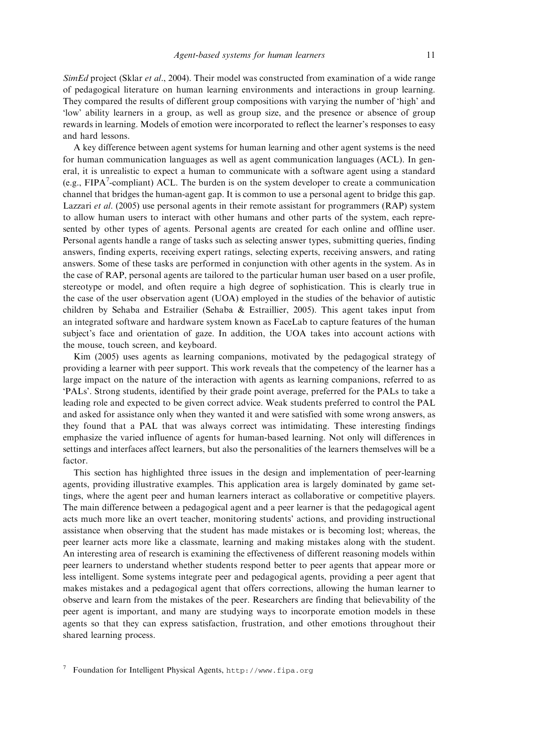*SimEd* project (Sklar *et al*., 2004). Their model was constructed from examination of a wide range of pedagogical literature on human learning environments and interactions in group learning. They compared the results of different group compositions with varying the number of 'high' and 'low' ability learners in a group, as well as group size, and the presence or absence of group rewards in learning. Models of emotion were incorporated to reflect the learner's responses to easy and hard lessons.

A key difference between agent systems for human learning and other agent systems is the need for human communication languages as well as agent communication languages (ACL). In general, it is unrealistic to expect a human to communicate with a software agent using a standard (e.g., FIPA[7]-compliant) ACL. The burden is on the system developer to create a communication channel that bridges the human-agent gap. It is common to use a personal agent to bridge this gap. Lazzari *et al*. (2005) use personal agents in their remote assistant for programmers (RAP) system to allow human users to interact with other humans and other parts of the system, each represented by other types of agents. Personal agents are created for each online and offline user. Personal agents handle a range of tasks such as selecting answer types, submitting queries, finding answers, finding experts, receiving expert ratings, selecting experts, receiving answers, and rating answers. Some of these tasks are performed in conjunction with other agents in the system. As in the case of RAP, personal agents are tailored to the particular human user based on a user profile, stereotype or model, and often require a high degree of sophistication. This is clearly true in the case of the user observation agent (UOA) employed in the studies of the behavior of autistic children by Sehaba and Estrailier (Sehaba & Estraillier, 2005). This agent takes input from an integrated software and hardware system known as FaceLab to capture features of the human subject's face and orientation of gaze. In addition, the UOA takes into account actions with the mouse, touch screen, and keyboard.

Kim (2005) uses agents as learning companions, motivated by the pedagogical strategy of providing a learner with peer support. This work reveals that the competency of the learner has a large impact on the nature of the interaction with agents as learning companions, referred to as 'PALs'. Strong students, identified by their grade point average, preferred for the PALs to take a leading role and expected to be given correct advice. Weak students preferred to control the PAL and asked for assistance only when they wanted it and were satisfied with some wrong answers, as they found that a PAL that was always correct was intimidating. These interesting findings emphasize the varied influence of agents for human-based learning. Not only will differences in settings and interfaces affect learners, but also the personalities of the learners themselves will be a factor.

This section has highlighted three issues in the design and implementation of peer-learning agents, providing illustrative examples. This application area is largely dominated by game settings, where the agent peer and human learners interact as collaborative or competitive players. The main difference between a pedagogical agent and a peer learner is that the pedagogical agent acts much more like an overt teacher, monitoring students' actions, and providing instructional assistance when observing that the student has made mistakes or is becoming lost; whereas, the peer learner acts more like a classmate, learning and making mistakes along with the student. An interesting area of research is examining the effectiveness of different reasoning models within peer learners to understand whether students respond better to peer agents that appear more or less intelligent. Some systems integrate peer and pedagogical agents, providing a peer agent that makes mistakes and a pedagogical agent that offers corrections, allowing the human learner to observe and learn from the mistakes of the peer. Researchers are finding that believability of the peer agent is important, and many are studying ways to incorporate emotion models in these agents so that they can express satisfaction, frustration, and other emotions throughout their shared learning process.

[7] Foundation for Intelligent Physical Agents, `http://www.fipa.org`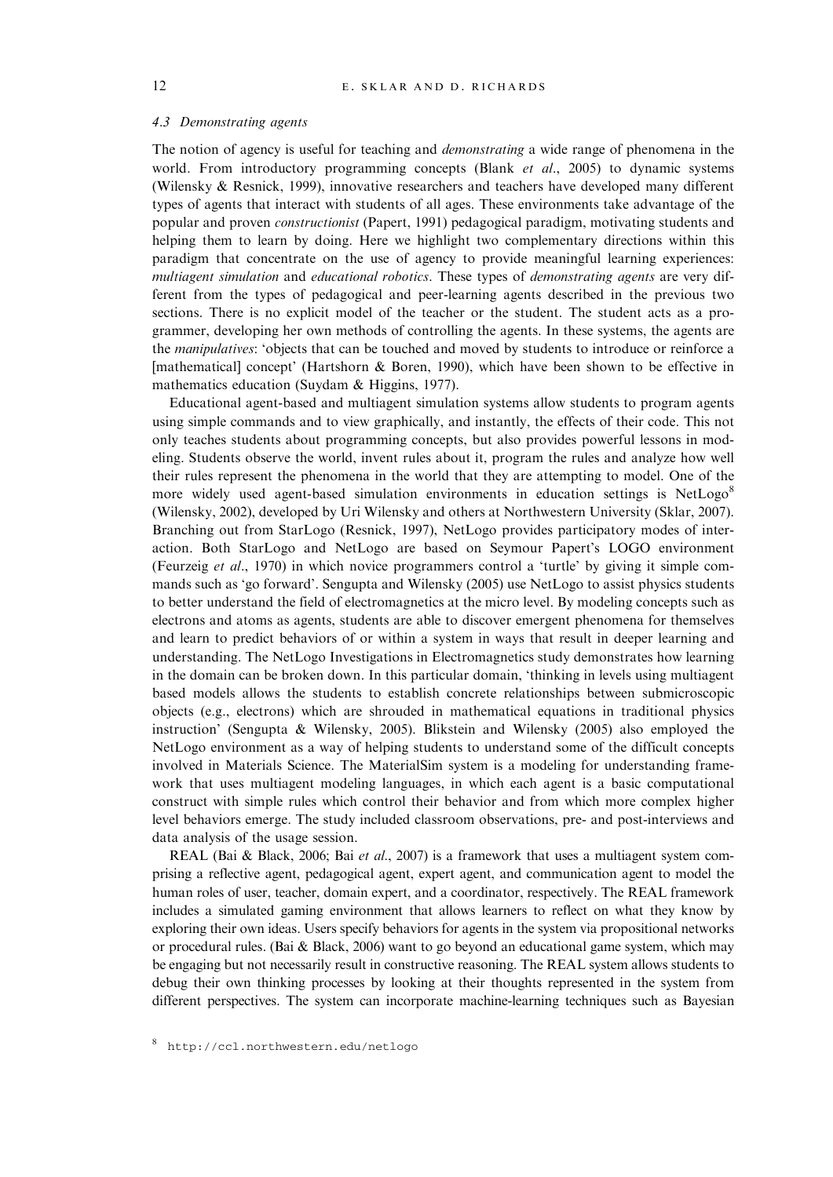### *4.3 Demonstrating agents*

The notion of agency is useful for teaching and *demonstrating* a wide range of phenomena in the world. From introductory programming concepts (Blank *et al*., 2005) to dynamic systems (Wilensky & Resnick, 1999), innovative researchers and teachers have developed many different types of agents that interact with students of all ages. These environments take advantage of the popular and proven *constructionist* (Papert, 1991) pedagogical paradigm, motivating students and helping them to learn by doing. Here we highlight two complementary directions within this paradigm that concentrate on the use of agency to provide meaningful learning experiences: *multiagent simulation* and *educational robotics*. These types of *demonstrating agents* are very different from the types of pedagogical and peer-learning agents described in the previous two sections. There is no explicit model of the teacher or the student. The student acts as a programmer, developing her own methods of controlling the agents. In these systems, the agents are the *manipulatives*: 'objects that can be touched and moved by students to introduce or reinforce a [mathematical] concept' (Hartshorn & Boren, 1990), which have been shown to be effective in mathematics education (Suydam & Higgins, 1977).

Educational agent-based and multiagent simulation systems allow students to program agents using simple commands and to view graphically, and instantly, the effects of their code. This not only teaches students about programming concepts, but also provides powerful lessons in modeling. Students observe the world, invent rules about it, program the rules and analyze how well their rules represent the phenomena in the world that they are attempting to model. One of the more widely used agent-based simulation environments in education settings is NetLogo[8] (Wilensky, 2002), developed by Uri Wilensky and others at Northwestern University (Sklar, 2007). Branching out from StarLogo (Resnick, 1997), NetLogo provides participatory modes of interaction. Both StarLogo and NetLogo are based on Seymour Papert's LOGO environment (Feurzeig *et al*., 1970) in which novice programmers control a 'turtle' by giving it simple commands such as 'go forward'. Sengupta and Wilensky (2005) use NetLogo to assist physics students to better understand the field of electromagnetics at the micro level. By modeling concepts such as electrons and atoms as agents, students are able to discover emergent phenomena for themselves and learn to predict behaviors of or within a system in ways that result in deeper learning and understanding. The NetLogo Investigations in Electromagnetics study demonstrates how learning in the domain can be broken down. In this particular domain, 'thinking in levels using multiagent based models allows the students to establish concrete relationships between submicroscopic objects (e.g., electrons) which are shrouded in mathematical equations in traditional physics instruction' (Sengupta & Wilensky, 2005). Blikstein and Wilensky (2005) also employed the NetLogo environment as a way of helping students to understand some of the difficult concepts involved in Materials Science. The MaterialSim system is a modeling for understanding framework that uses multiagent modeling languages, in which each agent is a basic computational construct with simple rules which control their behavior and from which more complex higher level behaviors emerge. The study included classroom observations, pre- and post-interviews and data analysis of the usage session.

REAL (Bai & Black, 2006; Bai *et al*., 2007) is a framework that uses a multiagent system comprising a reflective agent, pedagogical agent, expert agent, and communication agent to model the human roles of user, teacher, domain expert, and a coordinator, respectively. The REAL framework includes a simulated gaming environment that allows learners to reflect on what they know by exploring their own ideas. Users specify behaviors for agents in the system via propositional networks or procedural rules. (Bai & Black, 2006) want to go beyond an educational game system, which may be engaging but not necessarily result in constructive reasoning. The REAL system allows students to debug their own thinking processes by looking at their thoughts represented in the system from different perspectives. The system can incorporate machine-learning techniques such as Bayesian

[8] http://ccl.northwestern.edu/netlogo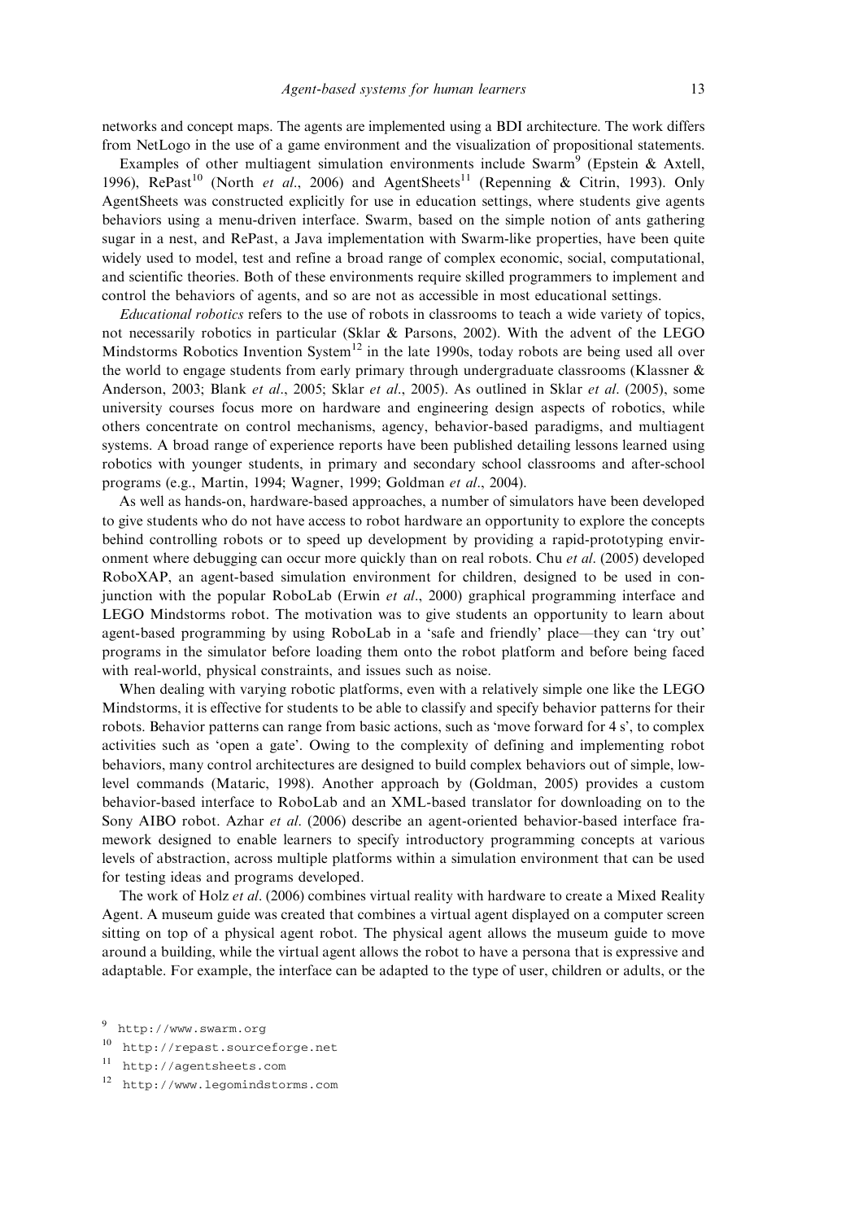networks and concept maps. The agents are implemented using a BDI architecture. The work differs from NetLogo in the use of a game environment and the visualization of propositional statements.

Examples of other multiagent simulation environments include Swarm[9] (Epstein & Axtell, 1996), RePast[10] (North *et al*., 2006) and AgentSheets[11] (Repenning & Citrin, 1993). Only AgentSheets was constructed explicitly for use in education settings, where students give agents behaviors using a menu-driven interface. Swarm, based on the simple notion of ants gathering sugar in a nest, and RePast, a Java implementation with Swarm-like properties, have been quite widely used to model, test and refine a broad range of complex economic, social, computational, and scientific theories. Both of these environments require skilled programmers to implement and control the behaviors of agents, and so are not as accessible in most educational settings.

*Educational robotics* refers to the use of robots in classrooms to teach a wide variety of topics, not necessarily robotics in particular (Sklar & Parsons, 2002). With the advent of the LEGO Mindstorms Robotics Invention System[12] in the late 1990s, today robots are being used all over the world to engage students from early primary through undergraduate classrooms (Klassner & Anderson, 2003; Blank *et al*., 2005; Sklar *et al*., 2005). As outlined in Sklar *et al*. (2005), some university courses focus more on hardware and engineering design aspects of robotics, while others concentrate on control mechanisms, agency, behavior-based paradigms, and multiagent systems. A broad range of experience reports have been published detailing lessons learned using robotics with younger students, in primary and secondary school classrooms and after-school programs (e.g., Martin, 1994; Wagner, 1999; Goldman *et al*., 2004).

As well as hands-on, hardware-based approaches, a number of simulators have been developed to give students who do not have access to robot hardware an opportunity to explore the concepts behind controlling robots or to speed up development by providing a rapid-prototyping environment where debugging can occur more quickly than on real robots. Chu *et al*. (2005) developed RoboXAP, an agent-based simulation environment for children, designed to be used in conjunction with the popular RoboLab (Erwin *et al*., 2000) graphical programming interface and LEGO Mindstorms robot. The motivation was to give students an opportunity to learn about agent-based programming by using RoboLab in a 'safe and friendly' place—they can 'try out' programs in the simulator before loading them onto the robot platform and before being faced with real-world, physical constraints, and issues such as noise.

When dealing with varying robotic platforms, even with a relatively simple one like the LEGO Mindstorms, it is effective for students to be able to classify and specify behavior patterns for their robots. Behavior patterns can range from basic actions, such as 'move forward for 4 s', to complex activities such as 'open a gate'. Owing to the complexity of defining and implementing robot behaviors, many control architectures are designed to build complex behaviors out of simple, low-level commands (Mataric, 1998). Another approach by (Goldman, 2005) provides a custom behavior-based interface to RoboLab and an XML-based translator for downloading on to the Sony AIBO robot. Azhar *et al*. (2006) describe an agent-oriented behavior-based interface framework designed to enable learners to specify introductory programming concepts at various levels of abstraction, across multiple platforms within a simulation environment that can be used for testing ideas and programs developed.

The work of Holz *et al*. (2006) combines virtual reality with hardware to create a Mixed Reality Agent. A museum guide was created that combines a virtual agent displayed on a computer screen sitting on top of a physical agent robot. The physical agent allows the museum guide to move around a building, while the virtual agent allows the robot to have a persona that is expressive and adaptable. For example, the interface can be adapted to the type of user, children or adults, or the

[9] http://www.swarm.org

[10] http://repast.sourceforge.net

[11] http://agentsheets.com

[12] http://www.legomindstorms.com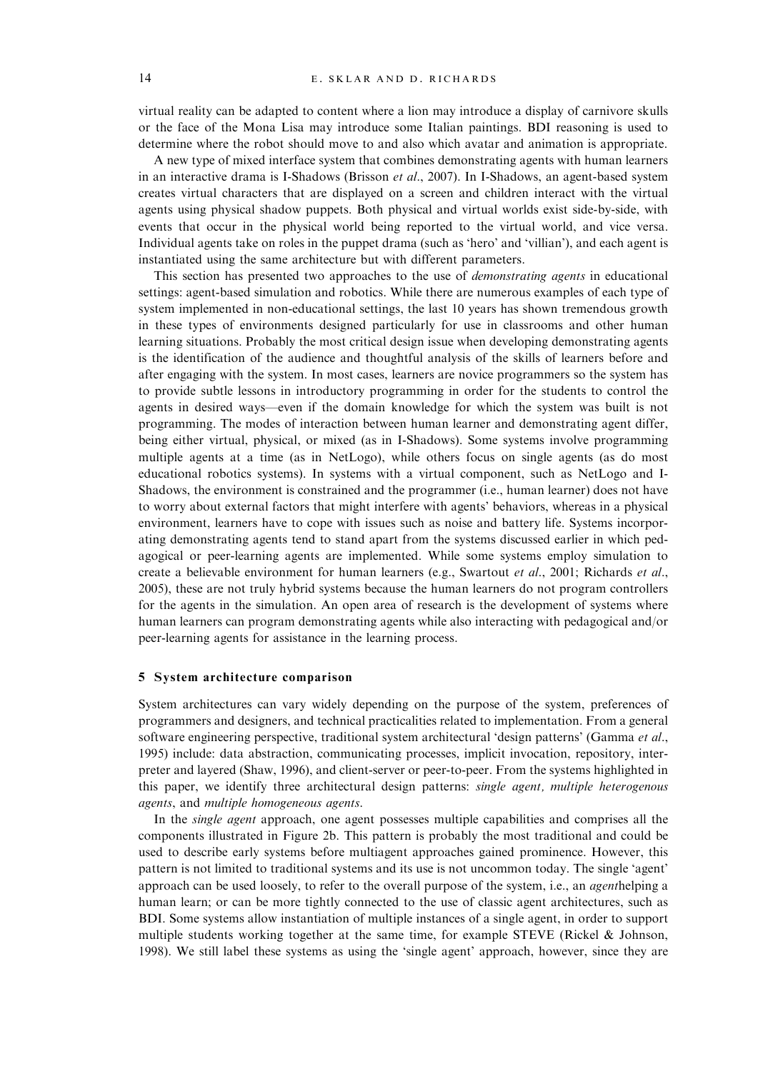virtual reality can be adapted to content where a lion may introduce a display of carnivore skulls or the face of the Mona Lisa may introduce some Italian paintings. BDI reasoning is used to determine where the robot should move to and also which avatar and animation is appropriate.

A new type of mixed interface system that combines demonstrating agents with human learners in an interactive drama is I-Shadows (Brisson *et al.*, 2007). In I-Shadows, an agent-based system creates virtual characters that are displayed on a screen and children interact with the virtual agents using physical shadow puppets. Both physical and virtual worlds exist side-by-side, with events that occur in the physical world being reported to the virtual world, and vice versa. Individual agents take on roles in the puppet drama (such as 'hero' and 'villian'), and each agent is instantiated using the same architecture but with different parameters.

This section has presented two approaches to the use of *demonstrating agents* in educational settings: agent-based simulation and robotics. While there are numerous examples of each type of system implemented in non-educational settings, the last 10 years has shown tremendous growth in these types of environments designed particularly for use in classrooms and other human learning situations. Probably the most critical design issue when developing demonstrating agents is the identification of the audience and thoughtful analysis of the skills of learners before and after engaging with the system. In most cases, learners are novice programmers so the system has to provide subtle lessons in introductory programming in order for the students to control the agents in desired ways—even if the domain knowledge for which the system was built is not programming. The modes of interaction between human learner and demonstrating agent differ, being either virtual, physical, or mixed (as in I-Shadows). Some systems involve programming multiple agents at a time (as in NetLogo), while others focus on single agents (as do most educational robotics systems). In systems with a virtual component, such as NetLogo and I-Shadows, the environment is constrained and the programmer (i.e., human learner) does not have to worry about external factors that might interfere with agents' behaviors, whereas in a physical environment, learners have to cope with issues such as noise and battery life. Systems incorporating demonstrating agents tend to stand apart from the systems discussed earlier in which pedagogical or peer-learning agents are implemented. While some systems employ simulation to create a believable environment for human learners (e.g., Swartout *et al.*, 2001; Richards *et al.*, 2005), these are not truly hybrid systems because the human learners do not program controllers for the agents in the simulation. An open area of research is the development of systems where human learners can program demonstrating agents while also interacting with pedagogical and/or peer-learning agents for assistance in the learning process.

## 5 System architecture comparison

System architectures can vary widely depending on the purpose of the system, preferences of programmers and designers, and technical practicalities related to implementation. From a general software engineering perspective, traditional system architectural 'design patterns' (Gamma *et al.*, 1995) include: data abstraction, communicating processes, implicit invocation, repository, interpreter and layered (Shaw, 1996), and client-server or peer-to-peer. From the systems highlighted in this paper, we identify three architectural design patterns: *single agent*, *multiple heterogenous agents*, and *multiple homogeneous agents*.

In the *single agent* approach, one agent possesses multiple capabilities and comprises all the components illustrated in Figure 2b. This pattern is probably the most traditional and could be used to describe early systems before multiagent approaches gained prominence. However, this pattern is not limited to traditional systems and its use is not uncommon today. The single 'agent' approach can be used loosely, to refer to the overall purpose of the system, i.e., an *agent*helping a human learn; or can be more tightly connected to the use of classic agent architectures, such as BDI. Some systems allow instantiation of multiple instances of a single agent, in order to support multiple students working together at the same time, for example STEVE (Rickel & Johnson, 1998). We still label these systems as using the 'single agent' approach, however, since they are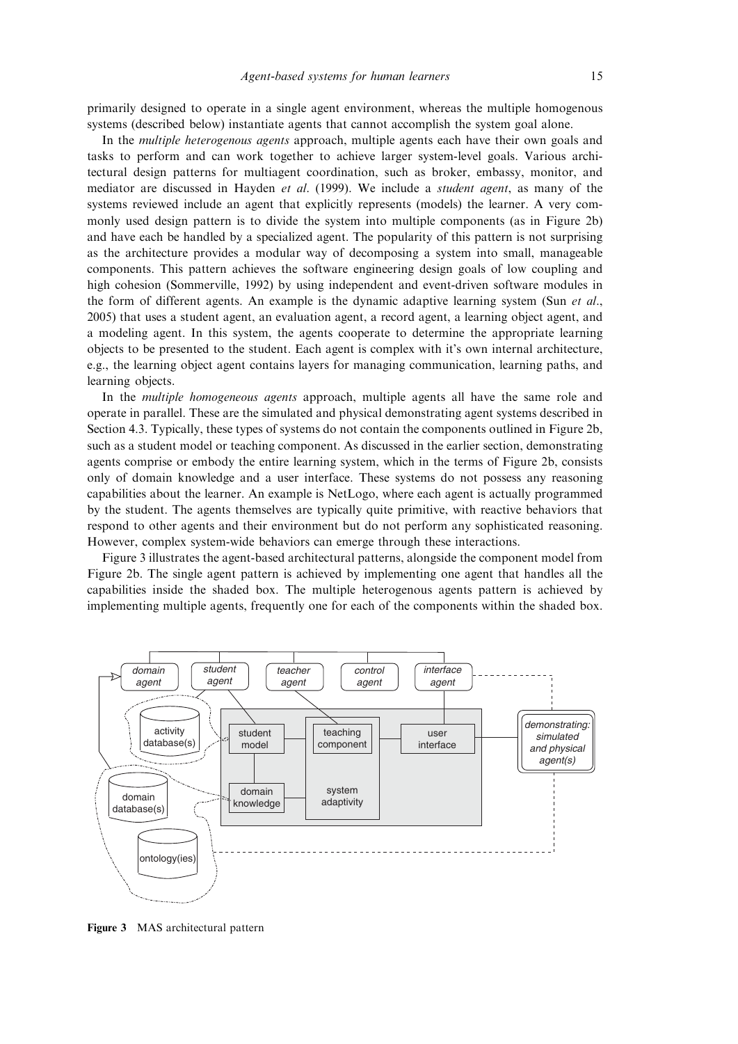primarily designed to operate in a single agent environment, whereas the multiple homogenous systems (described below) instantiate agents that cannot accomplish the system goal alone.

In the *multiple heterogenous agents* approach, multiple agents each have their own goals and tasks to perform and can work together to achieve larger system-level goals. Various architectural design patterns for multiagent coordination, such as broker, embassy, monitor, and mediator are discussed in Hayden *et al*. (1999). We include a *student agent*, as many of the systems reviewed include an agent that explicitly represents (models) the learner. A very commonly used design pattern is to divide the system into multiple components (as in Figure 2b) and have each be handled by a specialized agent. The popularity of this pattern is not surprising as the architecture provides a modular way of decomposing a system into small, manageable components. This pattern achieves the software engineering design goals of low coupling and high cohesion (Sommerville, 1992) by using independent and event-driven software modules in the form of different agents. An example is the dynamic adaptive learning system (Sun *et al*., 2005) that uses a student agent, an evaluation agent, a record agent, a learning object agent, and a modeling agent. In this system, the agents cooperate to determine the appropriate learning objects to be presented to the student. Each agent is complex with it's own internal architecture, e.g., the learning object agent contains layers for managing communication, learning paths, and learning objects.

In the *multiple homogeneous agents* approach, multiple agents all have the same role and operate in parallel. These are the simulated and physical demonstrating agent systems described in Section 4.3. Typically, these types of systems do not contain the components outlined in Figure 2b, such as a student model or teaching component. As discussed in the earlier section, demonstrating agents comprise or embody the entire learning system, which in the terms of Figure 2b, consists only of domain knowledge and a user interface. These systems do not possess any reasoning capabilities about the learner. An example is NetLogo, where each agent is actually programmed by the student. The agents themselves are typically quite primitive, with reactive behaviors that respond to other agents and their environment but do not perform any sophisticated reasoning. However, complex system-wide behaviors can emerge through these interactions.

Figure 3 illustrates the agent-based architectural patterns, alongside the component model from Figure 2b. The single agent pattern is achieved by implementing one agent that handles all the capabilities inside the shaded box. The multiple heterogenous agents pattern is achieved by implementing multiple agents, frequently one for each of the components within the shaded box.

**Figure 3** MAS architectural pattern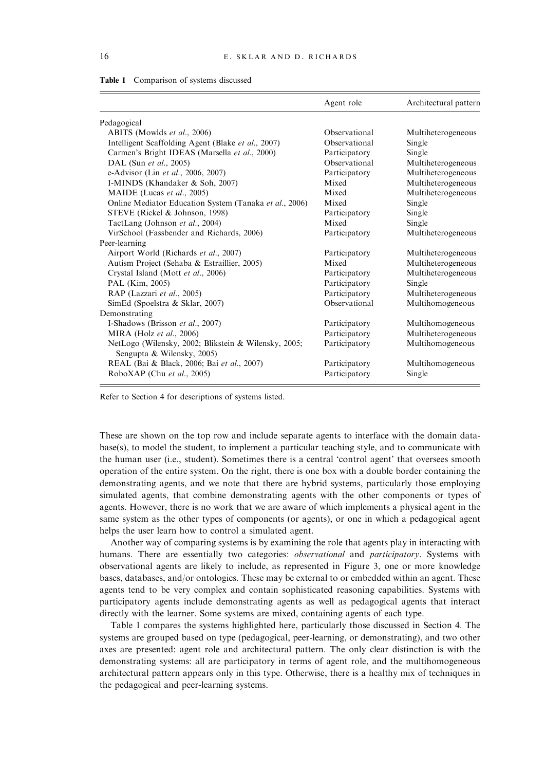**Table 1** Comparison of systems discussed

| | Agent role | Architectural pattern |
|---|---|---|
| Pedagogical | | |
| ABITS (Mowlds *et al.*, 2006) | Observational | Multiheterogeneous |
| Intelligent Scaffolding Agent (Blake *et al.*, 2007) | Observational | Single |
| Carmen's Bright IDEAS (Marsella *et al.*, 2000) | Participatory | Single |
| DAL (Sun *et al.*, 2005) | Observational | Multiheterogeneous |
| e-Advisor (Lin *et al.*, 2006, 2007) | Participatory | Multiheterogeneous |
| I-MINDS (Khandaker & Soh, 2007) | Mixed | Multiheterogeneous |
| MAIDE (Lucas *et al.*, 2005) | Mixed | Multiheterogeneous |
| Online Mediator Education System (Tanaka *et al.*, 2006) | Mixed | Single |
| STEVE (Rickel & Johnson, 1998) | Participatory | Single |
| TactLang (Johnson *et al.*, 2004) | Mixed | Single |
| VirSchool (Fassbender and Richards, 2006) | Participatory | Multiheterogeneous |
| Peer-learning | | |
| Airport World (Richards *et al.*, 2007) | Participatory | Multiheterogeneous |
| Autism Project (Sehaba & Estraillier, 2005) | Mixed | Multiheterogeneous |
| Crystal Island (Mott *et al.*, 2006) | Participatory | Multiheterogeneous |
| PAL (Kim, 2005) | Participatory | Single |
| RAP (Lazzari *et al.*, 2005) | Participatory | Multiheterogeneous |
| SimEd (Spoelstra & Sklar, 2007) | Observational | Multihomogeneous |
| Demonstrating | | |
| I-Shadows (Brisson *et al.*, 2007) | Participatory | Multihomogeneous |
| MIRA (Holz *et al.*, 2006) | Participatory | Multiheterogeneous |
| NetLogo (Wilensky, 2002; Blikstein & Wilensky, 2005; Sengupta & Wilensky, 2005) | Participatory | Multihomogeneous |
| REAL (Bai & Black, 2006; Bai *et al.*, 2007) | Participatory | Multihomogeneous |
| RoboXAP (Chu *et al.*, 2005) | Participatory | Single |

Refer to Section 4 for descriptions of systems listed.

These are shown on the top row and include separate agents to interface with the domain database(s), to model the student, to implement a particular teaching style, and to communicate with the human user (i.e., student). Sometimes there is a central 'control agent' that oversees smooth operation of the entire system. On the right, there is one box with a double border containing the demonstrating agents, and we note that there are hybrid systems, particularly those employing simulated agents, that combine demonstrating agents with the other components or types of agents. However, there is no work that we are aware of which implements a physical agent in the same system as the other types of components (or agents), or one in which a pedagogical agent helps the user learn how to control a simulated agent.

Another way of comparing systems is by examining the role that agents play in interacting with humans. There are essentially two categories: *observational* and *participatory*. Systems with observational agents are likely to include, as represented in Figure 3, one or more knowledge bases, databases, and/or ontologies. These may be external to or embedded within an agent. These agents tend to be very complex and contain sophisticated reasoning capabilities. Systems with participatory agents include demonstrating agents as well as pedagogical agents that interact directly with the learner. Some systems are mixed, containing agents of each type.

Table 1 compares the systems highlighted here, particularly those discussed in Section 4. The systems are grouped based on type (pedagogical, peer-learning, or demonstrating), and two other axes are presented: agent role and architectural pattern. The only clear distinction is with the demonstrating systems: all are participatory in terms of agent role, and the multihomogeneous architectural pattern appears only in this type. Otherwise, there is a healthy mix of techniques in the pedagogical and peer-learning systems.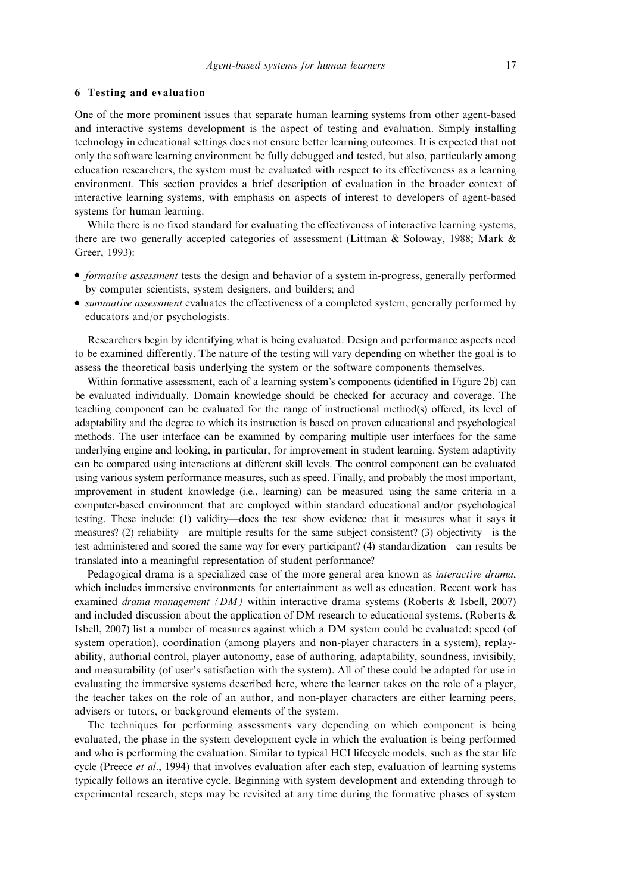## 6 Testing and evaluation

One of the more prominent issues that separate human learning systems from other agent-based and interactive systems development is the aspect of testing and evaluation. Simply installing technology in educational settings does not ensure better learning outcomes. It is expected that not only the software learning environment be fully debugged and tested, but also, particularly among education researchers, the system must be evaluated with respect to its effectiveness as a learning environment. This section provides a brief description of evaluation in the broader context of interactive learning systems, with emphasis on aspects of interest to developers of agent-based systems for human learning.

While there is no fixed standard for evaluating the effectiveness of interactive learning systems, there are two generally accepted categories of assessment (Littman & Soloway, 1988; Mark & Greer, 1993):

- *formative assessment* tests the design and behavior of a system in-progress, generally performed by computer scientists, system designers, and builders; and
- *summative assessment* evaluates the effectiveness of a completed system, generally performed by educators and/or psychologists.

Researchers begin by identifying what is being evaluated. Design and performance aspects need to be examined differently. The nature of the testing will vary depending on whether the goal is to assess the theoretical basis underlying the system or the software components themselves.

Within formative assessment, each of a learning system's components (identified in Figure 2b) can be evaluated individually. Domain knowledge should be checked for accuracy and coverage. The teaching component can be evaluated for the range of instructional method(s) offered, its level of adaptability and the degree to which its instruction is based on proven educational and psychological methods. The user interface can be examined by comparing multiple user interfaces for the same underlying engine and looking, in particular, for improvement in student learning. System adaptivity can be compared using interactions at different skill levels. The control component can be evaluated using various system performance measures, such as speed. Finally, and probably the most important, improvement in student knowledge (i.e., learning) can be measured using the same criteria in a computer-based environment that are employed within standard educational and/or psychological testing. These include: (1) validity—does the test show evidence that it measures what it says it measures? (2) reliability—are multiple results for the same subject consistent? (3) objectivity—is the test administered and scored the same way for every participant? (4) standardization—can results be translated into a meaningful representation of student performance?

Pedagogical drama is a specialized case of the more general area known as *interactive drama*, which includes immersive environments for entertainment as well as education. Recent work has examined *drama management (DM)* within interactive drama systems (Roberts & Isbell, 2007) and included discussion about the application of DM research to educational systems. (Roberts & Isbell, 2007) list a number of measures against which a DM system could be evaluated: speed (of system operation), coordination (among players and non-player characters in a system), replay-ability, authorial control, player autonomy, ease of authoring, adaptability, soundness, invisibily, and measurability (of user's satisfaction with the system). All of these could be adapted for use in evaluating the immersive systems described here, where the learner takes on the role of a player, the teacher takes on the role of an author, and non-player characters are either learning peers, advisers or tutors, or background elements of the system.

The techniques for performing assessments vary depending on which component is being evaluated, the phase in the system development cycle in which the evaluation is being performed and who is performing the evaluation. Similar to typical HCI lifecycle models, such as the star life cycle (Preece *et al*., 1994) that involves evaluation after each step, evaluation of learning systems typically follows an iterative cycle. Beginning with system development and extending through to experimental research, steps may be revisited at any time during the formative phases of system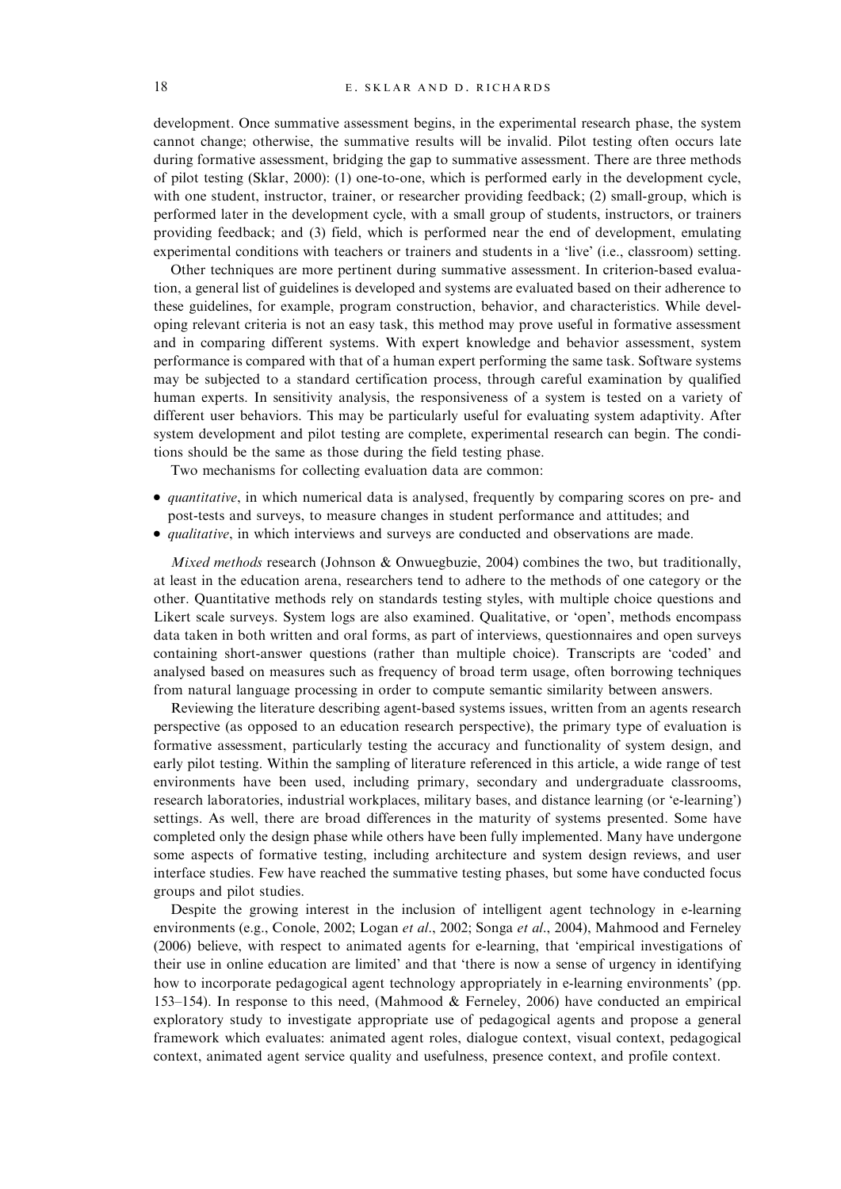development. Once summative assessment begins, in the experimental research phase, the system cannot change; otherwise, the summative results will be invalid. Pilot testing often occurs late during formative assessment, bridging the gap to summative assessment. There are three methods of pilot testing (Sklar, 2000): (1) one-to-one, which is performed early in the development cycle, with one student, instructor, trainer, or researcher providing feedback; (2) small-group, which is performed later in the development cycle, with a small group of students, instructors, or trainers providing feedback; and (3) field, which is performed near the end of development, emulating experimental conditions with teachers or trainers and students in a 'live' (i.e., classroom) setting.

Other techniques are more pertinent during summative assessment. In criterion-based evaluation, a general list of guidelines is developed and systems are evaluated based on their adherence to these guidelines, for example, program construction, behavior, and characteristics. While developing relevant criteria is not an easy task, this method may prove useful in formative assessment and in comparing different systems. With expert knowledge and behavior assessment, system performance is compared with that of a human expert performing the same task. Software systems may be subjected to a standard certification process, through careful examination by qualified human experts. In sensitivity analysis, the responsiveness of a system is tested on a variety of different user behaviors. This may be particularly useful for evaluating system adaptivity. After system development and pilot testing are complete, experimental research can begin. The conditions should be the same as those during the field testing phase.

Two mechanisms for collecting evaluation data are common:

- *quantitative*, in which numerical data is analysed, frequently by comparing scores on pre- and post-tests and surveys, to measure changes in student performance and attitudes; and
- *qualitative*, in which interviews and surveys are conducted and observations are made.

*Mixed methods* research (Johnson & Onwuegbuzie, 2004) combines the two, but traditionally, at least in the education arena, researchers tend to adhere to the methods of one category or the other. Quantitative methods rely on standards testing styles, with multiple choice questions and Likert scale surveys. System logs are also examined. Qualitative, or 'open', methods encompass data taken in both written and oral forms, as part of interviews, questionnaires and open surveys containing short-answer questions (rather than multiple choice). Transcripts are 'coded' and analysed based on measures such as frequency of broad term usage, often borrowing techniques from natural language processing in order to compute semantic similarity between answers.

Reviewing the literature describing agent-based systems issues, written from an agents research perspective (as opposed to an education research perspective), the primary type of evaluation is formative assessment, particularly testing the accuracy and functionality of system design, and early pilot testing. Within the sampling of literature referenced in this article, a wide range of test environments have been used, including primary, secondary and undergraduate classrooms, research laboratories, industrial workplaces, military bases, and distance learning (or 'e-learning') settings. As well, there are broad differences in the maturity of systems presented. Some have completed only the design phase while others have been fully implemented. Many have undergone some aspects of formative testing, including architecture and system design reviews, and user interface studies. Few have reached the summative testing phases, but some have conducted focus groups and pilot studies.

Despite the growing interest in the inclusion of intelligent agent technology in e-learning environments (e.g., Conole, 2002; Logan *et al*., 2002; Songa *et al*., 2004), Mahmood and Ferneley (2006) believe, with respect to animated agents for e-learning, that 'empirical investigations of their use in online education are limited' and that 'there is now a sense of urgency in identifying how to incorporate pedagogical agent technology appropriately in e-learning environments' (pp. 153–154). In response to this need, (Mahmood & Ferneley, 2006) have conducted an empirical exploratory study to investigate appropriate use of pedagogical agents and propose a general framework which evaluates: animated agent roles, dialogue context, visual context, pedagogical context, animated agent service quality and usefulness, presence context, and profile context.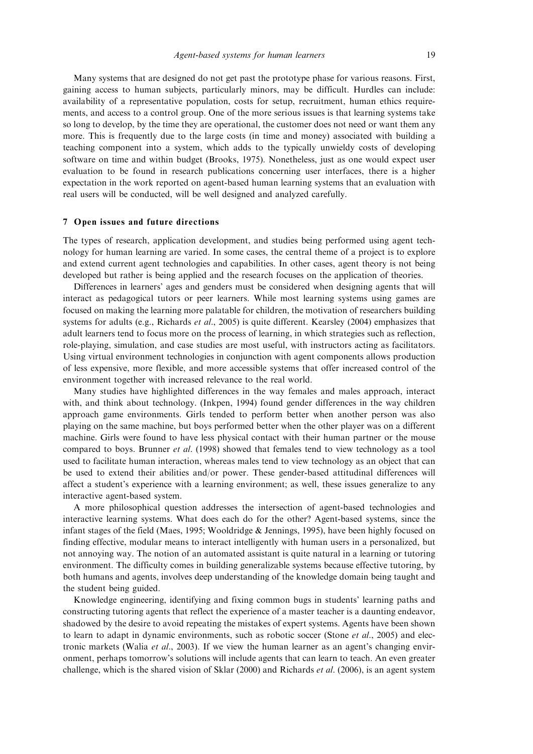Many systems that are designed do not get past the prototype phase for various reasons. First, gaining access to human subjects, particularly minors, may be difficult. Hurdles can include: availability of a representative population, costs for setup, recruitment, human ethics requirements, and access to a control group. One of the more serious issues is that learning systems take so long to develop, by the time they are operational, the customer does not need or want them any more. This is frequently due to the large costs (in time and money) associated with building a teaching component into a system, which adds to the typically unwieldy costs of developing software on time and within budget (Brooks, 1975). Nonetheless, just as one would expect user evaluation to be found in research publications concerning user interfaces, there is a higher expectation in the work reported on agent-based human learning systems that an evaluation with real users will be conducted, will be well designed and analyzed carefully.

## 7 Open issues and future directions

The types of research, application development, and studies being performed using agent technology for human learning are varied. In some cases, the central theme of a project is to explore and extend current agent technologies and capabilities. In other cases, agent theory is not being developed but rather is being applied and the research focuses on the application of theories.

Differences in learners' ages and genders must be considered when designing agents that will interact as pedagogical tutors or peer learners. While most learning systems using games are focused on making the learning more palatable for children, the motivation of researchers building systems for adults (e.g., Richards *et al.*, 2005) is quite different. Kearsley (2004) emphasizes that adult learners tend to focus more on the process of learning, in which strategies such as reflection, role-playing, simulation, and case studies are most useful, with instructors acting as facilitators. Using virtual environment technologies in conjunction with agent components allows production of less expensive, more flexible, and more accessible systems that offer increased control of the environment together with increased relevance to the real world.

Many studies have highlighted differences in the way females and males approach, interact with, and think about technology. (Inkpen, 1994) found gender differences in the way children approach game environments. Girls tended to perform better when another person was also playing on the same machine, but boys performed better when the other player was on a different machine. Girls were found to have less physical contact with their human partner or the mouse compared to boys. Brunner *et al.* (1998) showed that females tend to view technology as a tool used to facilitate human interaction, whereas males tend to view technology as an object that can be used to extend their abilities and/or power. These gender-based attitudinal differences will affect a student's experience with a learning environment; as well, these issues generalize to any interactive agent-based system.

A more philosophical question addresses the intersection of agent-based technologies and interactive learning systems. What does each do for the other? Agent-based systems, since the infant stages of the field (Maes, 1995; Wooldridge & Jennings, 1995), have been highly focused on finding effective, modular means to interact intelligently with human users in a personalized, but not annoying way. The notion of an automated assistant is quite natural in a learning or tutoring environment. The difficulty comes in building generalizable systems because effective tutoring, by both humans and agents, involves deep understanding of the knowledge domain being taught and the student being guided.

Knowledge engineering, identifying and fixing common bugs in students' learning paths and constructing tutoring agents that reflect the experience of a master teacher is a daunting endeavor, shadowed by the desire to avoid repeating the mistakes of expert systems. Agents have been shown to learn to adapt in dynamic environments, such as robotic soccer (Stone *et al.*, 2005) and electronic markets (Walia *et al.*, 2003). If we view the human learner as an agent's changing environment, perhaps tomorrow's solutions will include agents that can learn to teach. An even greater challenge, which is the shared vision of Sklar (2000) and Richards *et al.* (2006), is an agent system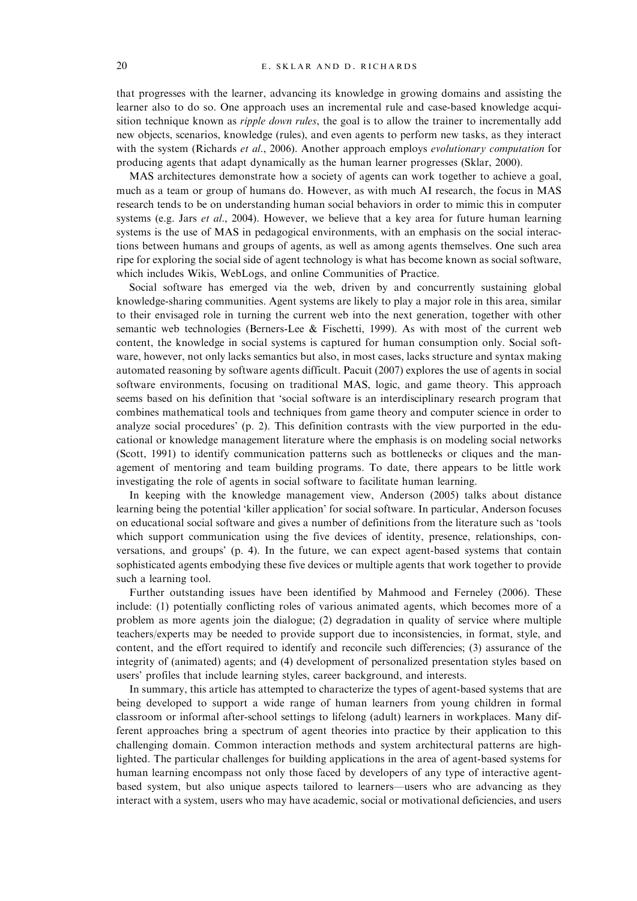that progresses with the learner, advancing its knowledge in growing domains and assisting the learner also to do so. One approach uses an incremental rule and case-based knowledge acquisition technique known as *ripple down rules*, the goal is to allow the trainer to incrementally add new objects, scenarios, knowledge (rules), and even agents to perform new tasks, as they interact with the system (Richards *et al*., 2006). Another approach employs *evolutionary computation* for producing agents that adapt dynamically as the human learner progresses (Sklar, 2000).

MAS architectures demonstrate how a society of agents can work together to achieve a goal, much as a team or group of humans do. However, as with much AI research, the focus in MAS research tends to be on understanding human social behaviors in order to mimic this in computer systems (e.g. Jars *et al*., 2004). However, we believe that a key area for future human learning systems is the use of MAS in pedagogical environments, with an emphasis on the social interactions between humans and groups of agents, as well as among agents themselves. One such area ripe for exploring the social side of agent technology is what has become known as social software, which includes Wikis, WebLogs, and online Communities of Practice.

Social software has emerged via the web, driven by and concurrently sustaining global knowledge-sharing communities. Agent systems are likely to play a major role in this area, similar to their envisaged role in turning the current web into the next generation, together with other semantic web technologies (Berners-Lee & Fischetti, 1999). As with most of the current web content, the knowledge in social systems is captured for human consumption only. Social software, however, not only lacks semantics but also, in most cases, lacks structure and syntax making automated reasoning by software agents difficult. Pacuit (2007) explores the use of agents in social software environments, focusing on traditional MAS, logic, and game theory. This approach seems based on his definition that 'social software is an interdisciplinary research program that combines mathematical tools and techniques from game theory and computer science in order to analyze social procedures' (p. 2). This definition contrasts with the view purported in the educational or knowledge management literature where the emphasis is on modeling social networks (Scott, 1991) to identify communication patterns such as bottlenecks or cliques and the management of mentoring and team building programs. To date, there appears to be little work investigating the role of agents in social software to facilitate human learning.

In keeping with the knowledge management view, Anderson (2005) talks about distance learning being the potential 'killer application' for social software. In particular, Anderson focuses on educational social software and gives a number of definitions from the literature such as 'tools which support communication using the five devices of identity, presence, relationships, conversations, and groups' (p. 4). In the future, we can expect agent-based systems that contain sophisticated agents embodying these five devices or multiple agents that work together to provide such a learning tool.

Further outstanding issues have been identified by Mahmood and Ferneley (2006). These include: (1) potentially conflicting roles of various animated agents, which becomes more of a problem as more agents join the dialogue; (2) degradation in quality of service where multiple teachers/experts may be needed to provide support due to inconsistencies, in format, style, and content, and the effort required to identify and reconcile such differencies; (3) assurance of the integrity of (animated) agents; and (4) development of personalized presentation styles based on users' profiles that include learning styles, career background, and interests.

In summary, this article has attempted to characterize the types of agent-based systems that are being developed to support a wide range of human learners from young children in formal classroom or informal after-school settings to lifelong (adult) learners in workplaces. Many different approaches bring a spectrum of agent theories into practice by their application to this challenging domain. Common interaction methods and system architectural patterns are highlighted. The particular challenges for building applications in the area of agent-based systems for human learning encompass not only those faced by developers of any type of interactive agent-based system, but also unique aspects tailored to learners—users who are advancing as they interact with a system, users who may have academic, social or motivational deficiencies, and users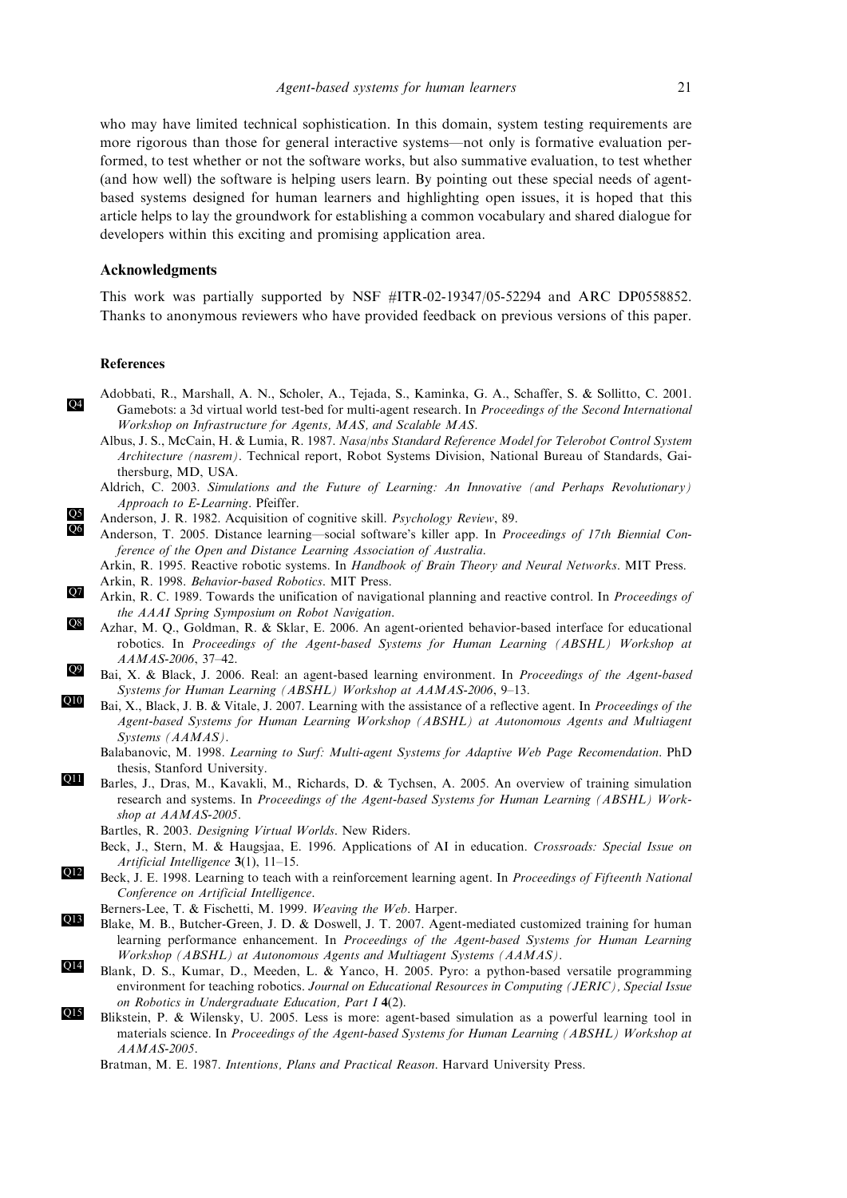who may have limited technical sophistication. In this domain, system testing requirements are more rigorous than those for general interactive systems—not only is formative evaluation performed, to test whether or not the software works, but also summative evaluation, to test whether (and how well) the software is helping users learn. By pointing out these special needs of agent-based systems designed for human learners and highlighting open issues, it is hoped that this article helps to lay the groundwork for establishing a common vocabulary and shared dialogue for developers within this exciting and promising application area.

## Acknowledgments

This work was partially supported by NSF #ITR-02-19347/05-52294 and ARC DP0558852. Thanks to anonymous reviewers who have provided feedback on previous versions of this paper.

## References

Q4 Adobbati, R., Marshall, A. N., Scholer, A., Tejada, S., Kaminka, G. A., Schaffer, S. & Sollitto, C. 2001. Gamebots: a 3d virtual world test-bed for multi-agent research. In *Proceedings of the Second International Workshop on Infrastructure for Agents, MAS, and Scalable MAS*.

Albus, J. S., McCain, H. & Lumia, R. 1987. *Nasa/nbs Standard Reference Model for Telerobot Control System Architecture (nasrem)*. Technical report, Robot Systems Division, National Bureau of Standards, Gaithersburg, MD, USA.

Aldrich, C. 2003. *Simulations and the Future of Learning: An Innovative (and Perhaps Revolutionary) Approach to E-Learning*. Pfeiffer.

Q5 Anderson, J. R. 1982. Acquisition of cognitive skill. *Psychology Review*, 89.

Q6 Anderson, T. 2005. Distance learning—social software's killer app. In *Proceedings of 17th Biennial Conference of the Open and Distance Learning Association of Australia*.

Arkin, R. 1995. Reactive robotic systems. In *Handbook of Brain Theory and Neural Networks*. MIT Press.

Arkin, R. 1998. *Behavior-based Robotics*. MIT Press.

Q7 Arkin, R. C. 1989. Towards the unification of navigational planning and reactive control. In *Proceedings of the AAAI Spring Symposium on Robot Navigation*.

Q8 Azhar, M. Q., Goldman, R. & Sklar, E. 2006. An agent-oriented behavior-based interface for educational robotics. In *Proceedings of the Agent-based Systems for Human Learning (ABSHL) Workshop at AAMAS-2006*, 37–42.

Q9 Bai, X. & Black, J. 2006. Real: an agent-based learning environment. In *Proceedings of the Agent-based Systems for Human Learning (ABSHL) Workshop at AAMAS-2006*, 9–13.

Q10 Bai, X., Black, J. B. & Vitale, J. 2007. Learning with the assistance of a reflective agent. In *Proceedings of the Agent-based Systems for Human Learning Workshop (ABSHL) at Autonomous Agents and Multiagent Systems (AAMAS)*.

Balabanovic, M. 1998. *Learning to Surf: Multi-agent Systems for Adaptive Web Page Recomendation*. PhD thesis, Stanford University.

Q11 Barles, J., Dras, M., Kavakli, M., Richards, D. & Tychsen, A. 2005. An overview of training simulation research and systems. In *Proceedings of the Agent-based Systems for Human Learning (ABSHL) Workshop at AAMAS-2005*.

Bartles, R. 2003. *Designing Virtual Worlds*. New Riders.

Beck, J., Stern, M. & Haugsjaa, E. 1996. Applications of AI in education. *Crossroads: Special Issue on Artificial Intelligence* **3**(1), 11–15.

Q12 Beck, J. E. 1998. Learning to teach with a reinforcement learning agent. In *Proceedings of Fifteenth National Conference on Artificial Intelligence*.

Berners-Lee, T. & Fischetti, M. 1999. *Weaving the Web*. Harper.

Q13 Blake, M. B., Butcher-Green, J. D. & Doswell, J. T. 2007. Agent-mediated customized training for human learning performance enhancement. In *Proceedings of the Agent-based Systems for Human Learning Workshop (ABSHL) at Autonomous Agents and Multiagent Systems (AAMAS)*.

Q14 Blank, D. S., Kumar, D., Meeden, L. & Yanco, H. 2005. Pyro: a python-based versatile programming environment for teaching robotics. *Journal on Educational Resources in Computing (JERIC), Special Issue on Robotics in Undergraduate Education, Part I* **4**(2).

Q15 Blikstein, P. & Wilensky, U. 2005. Less is more: agent-based simulation as a powerful learning tool in materials science. In *Proceedings of the Agent-based Systems for Human Learning (ABSHL) Workshop at AAMAS-2005*.

Bratman, M. E. 1987. *Intentions, Plans and Practical Reason*. Harvard University Press.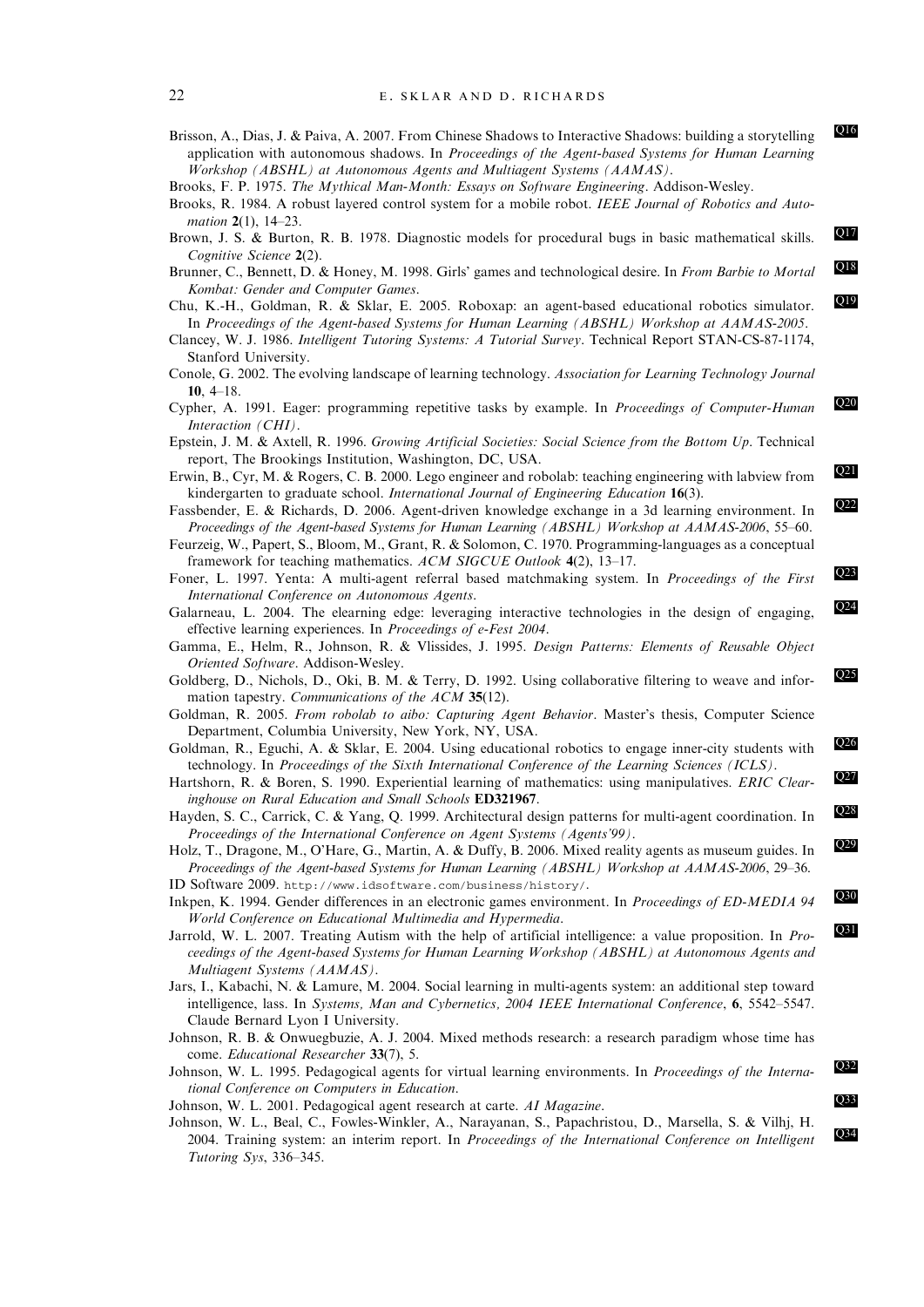Brisson, A., Dias, J. & Paiva, A. 2007. From Chinese Shadows to Interactive Shadows: building a storytelling application with autonomous shadows. In *Proceedings of the Agent-based Systems for Human Learning Workshop (ABSHL) at Autonomous Agents and Multiagent Systems (AAMAS)*. Q16

Brooks, F. P. 1975. *The Mythical Man-Month: Essays on Software Engineering*. Addison-Wesley.

Brooks, R. 1984. A robust layered control system for a mobile robot. *IEEE Journal of Robotics and Automation* **2**(1), 14–23.

Brown, J. S. & Burton, R. B. 1978. Diagnostic models for procedural bugs in basic mathematical skills. *Cognitive Science* **2**(2). Q17

Brunner, C., Bennett, D. & Honey, M. 1998. Girls' games and technological desire. In *From Barbie to Mortal Kombat: Gender and Computer Games*. Q18

Chu, K.-H., Goldman, R. & Sklar, E. 2005. Roboxap: an agent-based educational robotics simulator. In *Proceedings of the Agent-based Systems for Human Learning (ABSHL) Workshop at AAMAS-2005*. Q19

Clancey, W. J. 1986. *Intelligent Tutoring Systems: A Tutorial Survey*. Technical Report STAN-CS-87-1174, Stanford University.

Conole, G. 2002. The evolving landscape of learning technology. *Association for Learning Technology Journal* **10**, 4–18.

Cypher, A. 1991. Eager: programming repetitive tasks by example. In *Proceedings of Computer-Human Interaction (CHI)*. Q20

Epstein, J. M. & Axtell, R. 1996. *Growing Artificial Societies: Social Science from the Bottom Up*. Technical report, The Brookings Institution, Washington, DC, USA.

Erwin, B., Cyr, M. & Rogers, C. B. 2000. Lego engineer and robolab: teaching engineering with labview from kindergarten to graduate school. *International Journal of Engineering Education* **16**(3). Q21

Fassbender, E. & Richards, D. 2006. Agent-driven knowledge exchange in a 3d learning environment. In *Proceedings of the Agent-based Systems for Human Learning (ABSHL) Workshop at AAMAS-2006*, 55–60. Q22

Feurzeig, W., Papert, S., Bloom, M., Grant, R. & Solomon, C. 1970. Programming-languages as a conceptual framework for teaching mathematics. *ACM SIGCUE Outlook* **4**(2), 13–17.

Foner, L. 1997. Yenta: A multi-agent referral based matchmaking system. In *Proceedings of the First International Conference on Autonomous Agents*. Q23

Galarneau, L. 2004. The elearning edge: leveraging interactive technologies in the design of engaging, effective learning experiences. In *Proceedings of e-Fest 2004*. Q24

Gamma, E., Helm, R., Johnson, R. & Vlissides, J. 1995. *Design Patterns: Elements of Reusable Object Oriented Software*. Addison-Wesley.

Goldberg, D., Nichols, D., Oki, B. M. & Terry, D. 1992. Using collaborative filtering to weave and information tapestry. *Communications of the ACM* **35**(12). Q25

Goldman, R. 2005. *From robolab to aibo: Capturing Agent Behavior*. Master's thesis, Computer Science Department, Columbia University, New York, NY, USA.

Goldman, R., Eguchi, A. & Sklar, E. 2004. Using educational robotics to engage inner-city students with technology. In *Proceedings of the Sixth International Conference of the Learning Sciences (ICLS)*. Q26

Hartshorn, R. & Boren, S. 1990. Experiential learning of mathematics: using manipulatives. *ERIC Clearinghouse on Rural Education and Small Schools* **ED321967**. Q27

Hayden, S. C., Carrick, C. & Yang, Q. 1999. Architectural design patterns for multi-agent coordination. In *Proceedings of the International Conference on Agent Systems (Agents'99)*. Q28

Holz, T., Dragone, M., O'Hare, G., Martin, A. & Duffy, B. 2006. Mixed reality agents as museum guides. In *Proceedings of the Agent-based Systems for Human Learning (ABSHL) Workshop at AAMAS-2006*, 29–36. Q29

ID Software 2009. http://www.idsoftware.com/business/history/.

Inkpen, K. 1994. Gender differences in an electronic games environment. In *Proceedings of ED-MEDIA 94 World Conference on Educational Multimedia and Hypermedia*. Q30

Jarrold, W. L. 2007. Treating Autism with the help of artificial intelligence: a value proposition. In *Proceedings of the Agent-based Systems for Human Learning Workshop (ABSHL) at Autonomous Agents and Multiagent Systems (AAMAS)*. Q31

Jars, I., Kabachi, N. & Lamure, M. 2004. Social learning in multi-agents system: an additional step toward intelligence, lass. In *Systems, Man and Cybernetics, 2004 IEEE International Conference*, **6**, 5542–5547. Claude Bernard Lyon I University.

Johnson, R. B. & Onwuegbuzie, A. J. 2004. Mixed methods research: a research paradigm whose time has come. *Educational Researcher* **33**(7), 5.

Johnson, W. L. 1995. Pedagogical agents for virtual learning environments. In *Proceedings of the International Conference on Computers in Education*. Q32

Johnson, W. L. 2001. Pedagogical agent research at carte. *AI Magazine*. Q33

Johnson, W. L., Beal, C., Fowles-Winkler, A., Narayanan, S., Papachristou, D., Marsella, S. & Vilhj, H. 2004. Training system: an interim report. In *Proceedings of the International Conference on Intelligent Tutoring Sys*, 336–345. Q34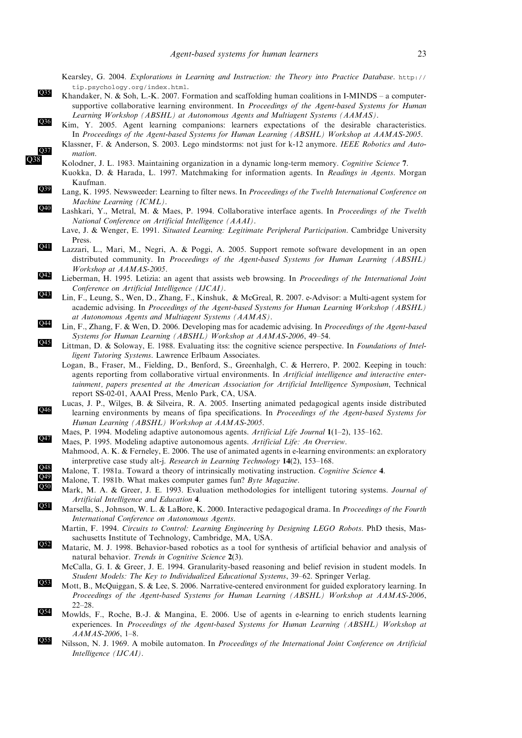Kearsley, G. 2004. *Explorations in Learning and Instruction: the Theory into Practice Database*. http://tip.psychology.org/index.html.

Khandaker, N. & Soh, L.-K. 2007. Formation and scaffolding human coalitions in I-MINDS – a computer-supportive collaborative learning environment. In *Proceedings of the Agent-based Systems for Human Learning Workshop (ABSHL) at Autonomous Agents and Multiagent Systems (AAMAS)*.

Kim, Y. 2005. Agent learning companions: learners expectations of the desirable characteristics. In *Proceedings of the Agent-based Systems for Human Learning (ABSHL) Workshop at AAMAS-2005*.

Klassner, F. & Anderson, S. 2003. Lego mindstorms: not just for k-12 anymore. *IEEE Robotics and Automation*.

Kolodner, J. L. 1983. Maintaining organization in a dynamic long-term memory. *Cognitive Science* **7**.

Kuokka, D. & Harada, L. 1997. Matchmaking for information agents. In *Readings in Agents*. Morgan Kaufman.

Lang, K. 1995. Newsweeder: Learning to filter news. In *Proceedings of the Twelth International Conference on Machine Learning (ICML)*.

Lashkari, Y., Metral, M. & Maes, P. 1994. Collaborative interface agents. In *Proceedings of the Twelth National Conference on Artificial Intelligence (AAAI)*.

Lave, J. & Wenger, E. 1991. *Situated Learning: Legitimate Peripheral Participation*. Cambridge University Press.

Lazzari, L., Mari, M., Negri, A. & Poggi, A. 2005. Support remote software development in an open distributed community. In *Proceedings of the Agent-based Systems for Human Learning (ABSHL) Workshop at AAMAS-2005*.

Lieberman, H. 1995. Letizia: an agent that assists web browsing. In *Proceedings of the International Joint Conference on Artificial Intelligence (IJCAI)*.

Lin, F., Leung, S., Wen, D., Zhang, F., Kinshuk, & McGreal, R. 2007. e-Advisor: a Multi-agent system for academic advising. In *Proceedings of the Agent-based Systems for Human Learning Workshop (ABSHL) at Autonomous Agents and Multiagent Systems (AAMAS)*.

Lin, F., Zhang, F. & Wen, D. 2006. Developing mas for academic advising. In *Proceedings of the Agent-based Systems for Human Learning (ABSHL) Workshop at AAMAS-2006*, 49–54.

Littman, D. & Soloway, E. 1988. Evaluating itss: the cognitive science perspective. In *Foundations of Intelligent Tutoring Systems*. Lawrence Erlbaum Associates.

Logan, B., Fraser, M., Fielding, D., Benford, S., Greenhalgh, C. & Herrero, P. 2002. Keeping in touch: agents reporting from collaborative virtual environments. In *Artificial intelligence and interactive entertainment, papers presented at the American Association for Artificial Intelligence Symposium*, Technical report SS-02-01, AAAI Press, Menlo Park, CA, USA.

Lucas, J. P., Wilges, B. & Silveira, R. A. 2005. Inserting animated pedagogical agents inside distributed learning environments by means of fipa specifications. In *Proceedings of the Agent-based Systems for Human Learning (ABSHL) Workshop at AAMAS-2005*.

Maes, P. 1994. Modeling adaptive autonomous agents. *Artificial Life Journal* **1**(1–2), 135–162.

Maes, P. 1995. Modeling adaptive autonomous agents. *Artificial Life: An Overview*.

Mahmood, A. K. & Ferneley, E. 2006. The use of animated agents in e-learning environments: an exploratory interpretive case study alt-j. *Research in Learning Technology* **14**(2), 153–168.

Malone, T. 1981a. Toward a theory of intrinsically motivating instruction. *Cognitive Science* **4**.

Malone, T. 1981b. What makes computer games fun? *Byte Magazine*.

Mark, M. A. & Greer, J. E. 1993. Evaluation methodologies for intelligent tutoring systems. *Journal of Artificial Intelligence and Education* **4**.

Marsella, S., Johnson, W. L. & LaBore, K. 2000. Interactive pedagogical drama. In *Proceedings of the Fourth International Conference on Autonomous Agents*.

Martin, F. 1994. *Circuits to Control: Learning Engineering by Designing LEGO Robots*. PhD thesis, Massachusetts Institute of Technology, Cambridge, MA, USA.

Mataric, M. J. 1998. Behavior-based robotics as a tool for synthesis of artificial behavior and analysis of natural behavior. *Trends in Cognitive Science* **2**(3).

McCalla, G. I. & Greer, J. E. 1994. Granularity-based reasoning and belief revision in student models. In *Student Models: The Key to Individualized Educational Systems*, 39–62. Springer Verlag.

Mott, B., McQuiggan, S. & Lee, S. 2006. Narrative-centered environment for guided exploratory learning. In *Proceedings of the Agent-based Systems for Human Learning (ABSHL) Workshop at AAMAS-2006*, 22–28.

Mowlds, F., Roche, B.-J. & Mangina, E. 2006. Use of agents in e-learning to enrich students learning experiences. In *Proceedings of the Agent-based Systems for Human Learning (ABSHL) Workshop at AAMAS-2006*, 1–8.

Nilsson, N. J. 1969. A mobile automaton. In *Proceedings of the International Joint Conference on Artificial Intelligence (IJCAI)*.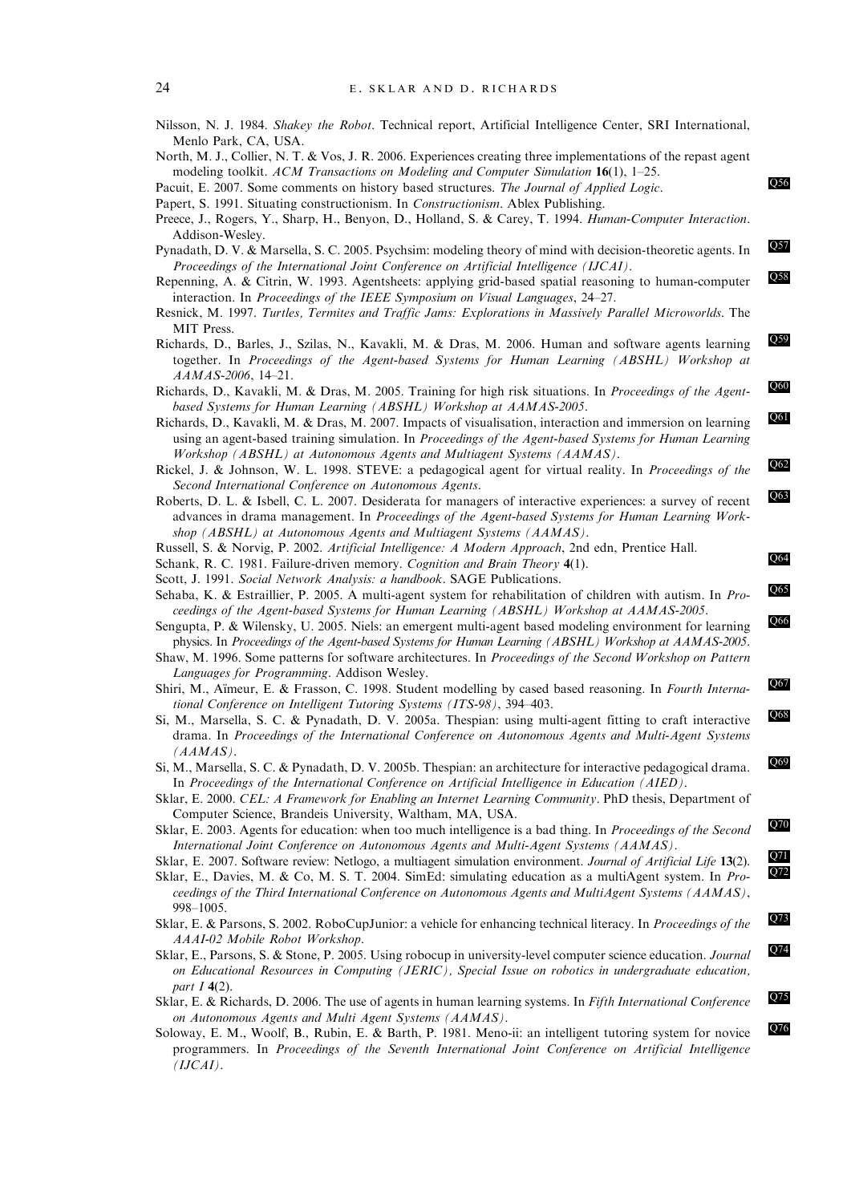Nilsson, N. J. 1984. *Shakey the Robot*. Technical report, Artificial Intelligence Center, SRI International, Menlo Park, CA, USA.

North, M. J., Collier, N. T. & Vos, J. R. 2006. Experiences creating three implementations of the repast agent modeling toolkit. *ACM Transactions on Modeling and Computer Simulation* **16**(1), 1–25.

Pacuit, E. 2007. Some comments on history based structures. *The Journal of Applied Logic*. Q56

Papert, S. 1991. Situating constructionism. In *Constructionism*. Ablex Publishing.

Preece, J., Rogers, Y., Sharp, H., Benyon, D., Holland, S. & Carey, T. 1994. *Human-Computer Interaction*. Addison-Wesley.

Pynadath, D. V. & Marsella, S. C. 2005. Psychsim: modeling theory of mind with decision-theoretic agents. In *Proceedings of the International Joint Conference on Artificial Intelligence (IJCAI)*. Q57

Repenning, A. & Citrin, W. 1993. Agentsheets: applying grid-based spatial reasoning to human-computer interaction. In *Proceedings of the IEEE Symposium on Visual Languages*, 24–27. Q58

Resnick, M. 1997. *Turtles, Termites and Traffic Jams: Explorations in Massively Parallel Microworlds*. The MIT Press.

Richards, D., Barles, J., Szilas, N., Kavakli, M. & Dras, M. 2006. Human and software agents learning together. In *Proceedings of the Agent-based Systems for Human Learning (ABSHL) Workshop at AAMAS-2006*, 14–21. Q59

Richards, D., Kavakli, M. & Dras, M. 2005. Training for high risk situations. In *Proceedings of the Agent-based Systems for Human Learning (ABSHL) Workshop at AAMAS-2005*. Q60

Richards, D., Kavakli, M. & Dras, M. 2007. Impacts of visualisation, interaction and immersion on learning using an agent-based training simulation. In *Proceedings of the Agent-based Systems for Human Learning Workshop (ABSHL) at Autonomous Agents and Multiagent Systems (AAMAS)*. Q61

Rickel, J. & Johnson, W. L. 1998. STEVE: a pedagogical agent for virtual reality. In *Proceedings of the Second International Conference on Autonomous Agents*. Q62

Roberts, D. L. & Isbell, C. L. 2007. Desiderata for managers of interactive experiences: a survey of recent advances in drama management. In *Proceedings of the Agent-based Systems for Human Learning Workshop (ABSHL) at Autonomous Agents and Multiagent Systems (AAMAS)*. Q63

Russell, S. & Norvig, P. 2002. *Artificial Intelligence: A Modern Approach*, 2nd edn, Prentice Hall.

Schank, R. C. 1981. Failure-driven memory. *Cognition and Brain Theory* **4**(1). Q64

Scott, J. 1991. *Social Network Analysis: a handbook*. SAGE Publications.

Sehaba, K. & Estraillier, P. 2005. A multi-agent system for rehabilitation of children with autism. In *Proceedings of the Agent-based Systems for Human Learning (ABSHL) Workshop at AAMAS-2005*. Q65

Sengupta, P. & Wilensky, U. 2005. Niels: an emergent multi-agent based modeling environment for learning physics. In *Proceedings of the Agent-based Systems for Human Learning (ABSHL) Workshop at AAMAS-2005*. Q66

Shaw, M. 1996. Some patterns for software architectures. In *Proceedings of the Second Workshop on Pattern Languages for Programming*. Addison Wesley.

Shiri, M., Aïmeur, E. & Frasson, C. 1998. Student modelling by cased based reasoning. In *Fourth International Conference on Intelligent Tutoring Systems (ITS-98)*, 394–403. Q67

Si, M., Marsella, S. C. & Pynadath, D. V. 2005a. Thespian: using multi-agent fitting to craft interactive drama. In *Proceedings of the International Conference on Autonomous Agents and Multi-Agent Systems (AAMAS)*. Q68

Si, M., Marsella, S. C. & Pynadath, D. V. 2005b. Thespian: an architecture for interactive pedagogical drama. In *Proceedings of the International Conference on Artificial Intelligence in Education (AIED)*. Q69

Sklar, E. 2000. *CEL: A Framework for Enabling an Internet Learning Community*. PhD thesis, Department of Computer Science, Brandeis University, Waltham, MA, USA.

Sklar, E. 2003. Agents for education: when too much intelligence is a bad thing. In *Proceedings of the Second International Joint Conference on Autonomous Agents and Multi-Agent Systems (AAMAS)*. Q70

Sklar, E. 2007. Software review: Netlogo, a multiagent simulation environment. *Journal of Artificial Life* **13**(2). Q71

Sklar, E., Davies, M. & Co, M. S. T. 2004. SimEd: simulating education as a multiAgent system. In *Proceedings of the Third International Conference on Autonomous Agents and MultiAgent Systems (AAMAS)*, 998–1005. Q72

Sklar, E. & Parsons, S. 2002. RoboCupJunior: a vehicle for enhancing technical literacy. In *Proceedings of the AAAI-02 Mobile Robot Workshop*. Q73

Sklar, E., Parsons, S. & Stone, P. 2005. Using robocup in university-level computer science education. *Journal on Educational Resources in Computing (JERIC), Special Issue on robotics in undergraduate education, part I* **4**(2). Q74

Sklar, E. & Richards, D. 2006. The use of agents in human learning systems. In *Fifth International Conference on Autonomous Agents and Multi Agent Systems (AAMAS)*. Q75

Soloway, E. M., Woolf, B., Rubin, E. & Barth, P. 1981. Meno-ii: an intelligent tutoring system for novice programmers. In *Proceedings of the Seventh International Joint Conference on Artificial Intelligence (IJCAI)*. Q76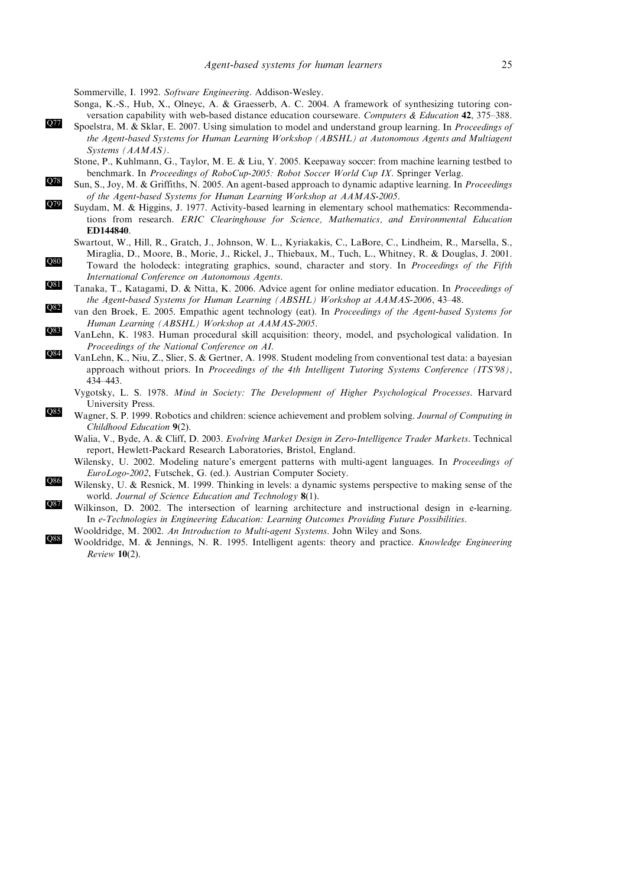Sommerville, I. 1992. *Software Engineering*. Addison-Wesley.

Songa, K.-S., Hub, X., Olneyc, A. & Graesserb, A. C. 2004. A framework of synthesizing tutoring conversation capability with web-based distance education courseware. *Computers & Education* **42**, 375–388.

Spoelstra, M. & Sklar, E. 2007. Using simulation to model and understand group learning. In *Proceedings of the Agent-based Systems for Human Learning Workshop (ABSHL) at Autonomous Agents and Multiagent Systems (AAMAS)*.

Stone, P., Kuhlmann, G., Taylor, M. E. & Liu, Y. 2005. Keepaway soccer: from machine learning testbed to benchmark. In *Proceedings of RoboCup-2005: Robot Soccer World Cup IX*. Springer Verlag.

Sun, S., Joy, M. & Griffiths, N. 2005. An agent-based approach to dynamic adaptive learning. In *Proceedings of the Agent-based Systems for Human Learning Workshop at AAMAS-2005*.

Suydam, M. & Higgins, J. 1977. Activity-based learning in elementary school mathematics: Recommendations from research. *ERIC Clearinghouse for Science, Mathematics, and Environmental Education* **ED144840**.

Swartout, W., Hill, R., Gratch, J., Johnson, W. L., Kyriakakis, C., LaBore, C., Lindheim, R., Marsella, S., Miraglia, D., Moore, B., Morie, J., Rickel, J., Thiebaux, M., Tuch, L., Whitney, R. & Douglas, J. 2001. Toward the holodeck: integrating graphics, sound, character and story. In *Proceedings of the Fifth International Conference on Autonomous Agents*.

Tanaka, T., Katagami, D. & Nitta, K. 2006. Advice agent for online mediator education. In *Proceedings of the Agent-based Systems for Human Learning (ABSHL) Workshop at AAMAS-2006*, 43–48.

van den Broek, E. 2005. Empathic agent technology (eat). In *Proceedings of the Agent-based Systems for Human Learning (ABSHL) Workshop at AAMAS-2005*.

VanLehn, K. 1983. Human procedural skill acquisition: theory, model, and psychological validation. In *Proceedings of the National Conference on AI*.

VanLehn, K., Niu, Z., Slier, S. & Gertner, A. 1998. Student modeling from conventional test data: a bayesian approach without priors. In *Proceedings of the 4th Intelligent Tutoring Systems Conference (ITS'98)*, 434–443.

Vygotsky, L. S. 1978. *Mind in Society: The Development of Higher Psychological Processes*. Harvard University Press.

Wagner, S. P. 1999. Robotics and children: science achievement and problem solving. *Journal of Computing in Childhood Education* **9**(2).

Walia, V., Byde, A. & Cliff, D. 2003. *Evolving Market Design in Zero-Intelligence Trader Markets*. Technical report, Hewlett-Packard Research Laboratories, Bristol, England.

Wilensky, U. 2002. Modeling nature's emergent patterns with multi-agent languages. In *Proceedings of EuroLogo-2002*, Futschek, G. (ed.). Austrian Computer Society.

Wilensky, U. & Resnick, M. 1999. Thinking in levels: a dynamic systems perspective to making sense of the world. *Journal of Science Education and Technology* **8**(1).

Wilkinson, D. 2002. The intersection of learning architecture and instructional design in e-learning. In *e-Technologies in Engineering Education: Learning Outcomes Providing Future Possibilities*.

Wooldridge, M. 2002. *An Introduction to Multi-agent Systems*. John Wiley and Sons.

Wooldridge, M. & Jennings, N. R. 1995. Intelligent agents: theory and practice. *Knowledge Engineering Review* **10**(2).